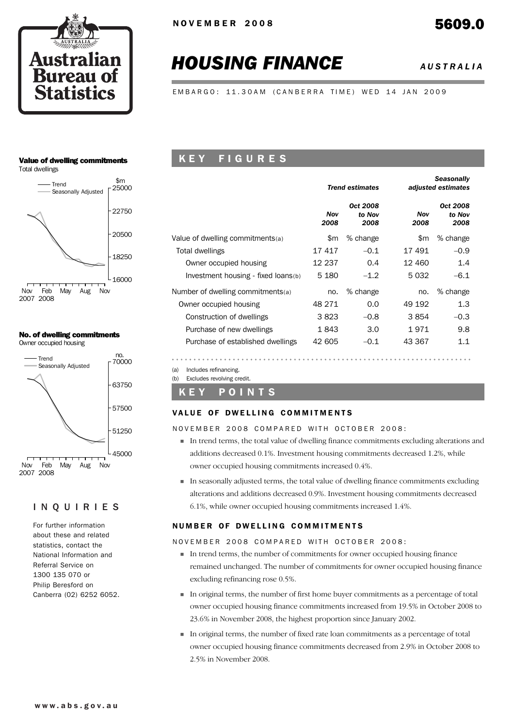NOVEMBER 2008

# 5609.0

# *HOUSING FINANCE* *AUSTRALIA*

EMBARGO: 11.30AM (CANBERRA TIME) WED 14 JAN 2009

**Value of dwelling commitments**
Total dwellings

**No. of dwelling commitments**
Owner occupied housing

## INQUIRIES

For further information about these and related statistics, contact the National Information and Referral Service on 1300 135 070 or Philip Beresford on Canberra (02) 6252 6052.

## KEY FIGURES

| | *Trend estimates* | | *Seasonally adjusted estimates* | |
|---|---|---|---|---|
| | *Nov 2008* | *Oct 2008 to Nov 2008* | *Nov 2008* | *Oct 2008 to Nov 2008* |
| Value of dwelling commitments(a) | $m | % change | $m | % change |
| Total dwellings | 17 417 | –0.1 | 17 491 | –0.9 |
| Owner occupied housing | 12 237 | 0.4 | 12 460 | 1.4 |
| Investment housing - fixed loans(b) | 5 180 | –1.2 | 5 032 | –6.1 |
| Number of dwelling commitments(a) | no. | % change | no. | % change |
| Owner occupied housing | 48 271 | 0.0 | 49 192 | 1.3 |
| Construction of dwellings | 3 823 | –0.8 | 3 854 | –0.3 |
| Purchase of new dwellings | 1 843 | 3.0 | 1 971 | 9.8 |
| Purchase of established dwellings | 42 605 | –0.1 | 43 367 | 1.1 |

(a) Includes refinancing.
(b) Excludes revolving credit.

## KEY POINTS

### VALUE OF DWELLING COMMITMENTS

NOVEMBER 2008 COMPARED WITH OCTOBER 2008:

- In trend terms, the total value of dwelling finance commitments excluding alterations and additions decreased 0.1%. Investment housing commitments decreased 1.2%, while owner occupied housing commitments increased 0.4%.
- In seasonally adjusted terms, the total value of dwelling finance commitments excluding alterations and additions decreased 0.9%. Investment housing commitments decreased 6.1%, while owner occupied housing commitments increased 1.4%.

### NUMBER OF DWELLING COMMITMENTS

NOVEMBER 2008 COMPARED WITH OCTOBER 2008:

- In trend terms, the number of commitments for owner occupied housing finance remained unchanged. The number of commitments for owner occupied housing finance excluding refinancing rose 0.5%.
- In original terms, the number of first home buyer commitments as a percentage of total owner occupied housing finance commitments increased from 19.5% in October 2008 to 23.6% in November 2008, the highest proportion since January 2002.
- In original terms, the number of fixed rate loan commitments as a percentage of total owner occupied housing finance commitments decreased from 2.9% in October 2008 to 2.5% in November 2008.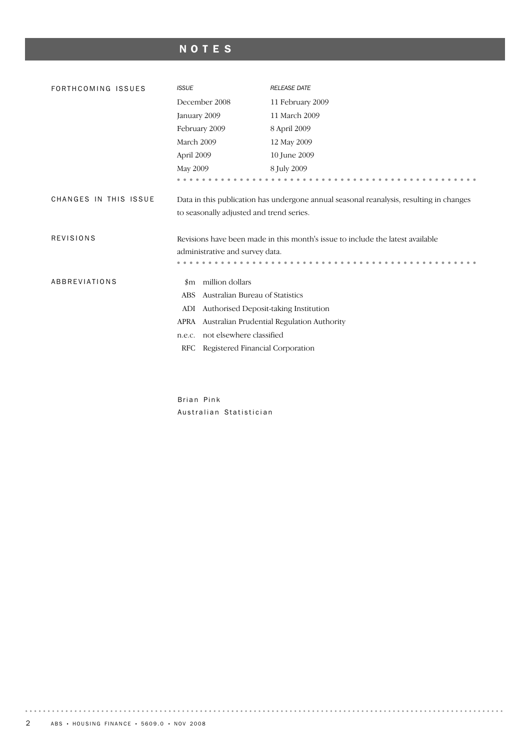# NOTES

## FORTHCOMING ISSUES

| *ISSUE* | *RELEASE DATE* |
| --- | --- |
| December 2008 | 11 February 2009 |
| January 2009 | 11 March 2009 |
| February 2009 | 8 April 2009 |
| March 2009 | 12 May 2009 |
| April 2009 | 10 June 2009 |
| May 2009 | 8 July 2009 |

## CHANGES IN THIS ISSUE

Data in this publication has undergone annual seasonal reanalysis, resulting in changes to seasonally adjusted and trend series.

## REVISIONS

Revisions have been made in this month's issue to include the latest available administrative and survey data.

## ABBREVIATIONS

| | |
| --- | --- |
| $m | million dollars |
| ABS | Australian Bureau of Statistics |
| ADI | Authorised Deposit-taking Institution |
| APRA | Australian Prudential Regulation Authority |
| n.e.c. | not elsewhere classified |
| RFC | Registered Financial Corporation |

Brian Pink
Australian Statistician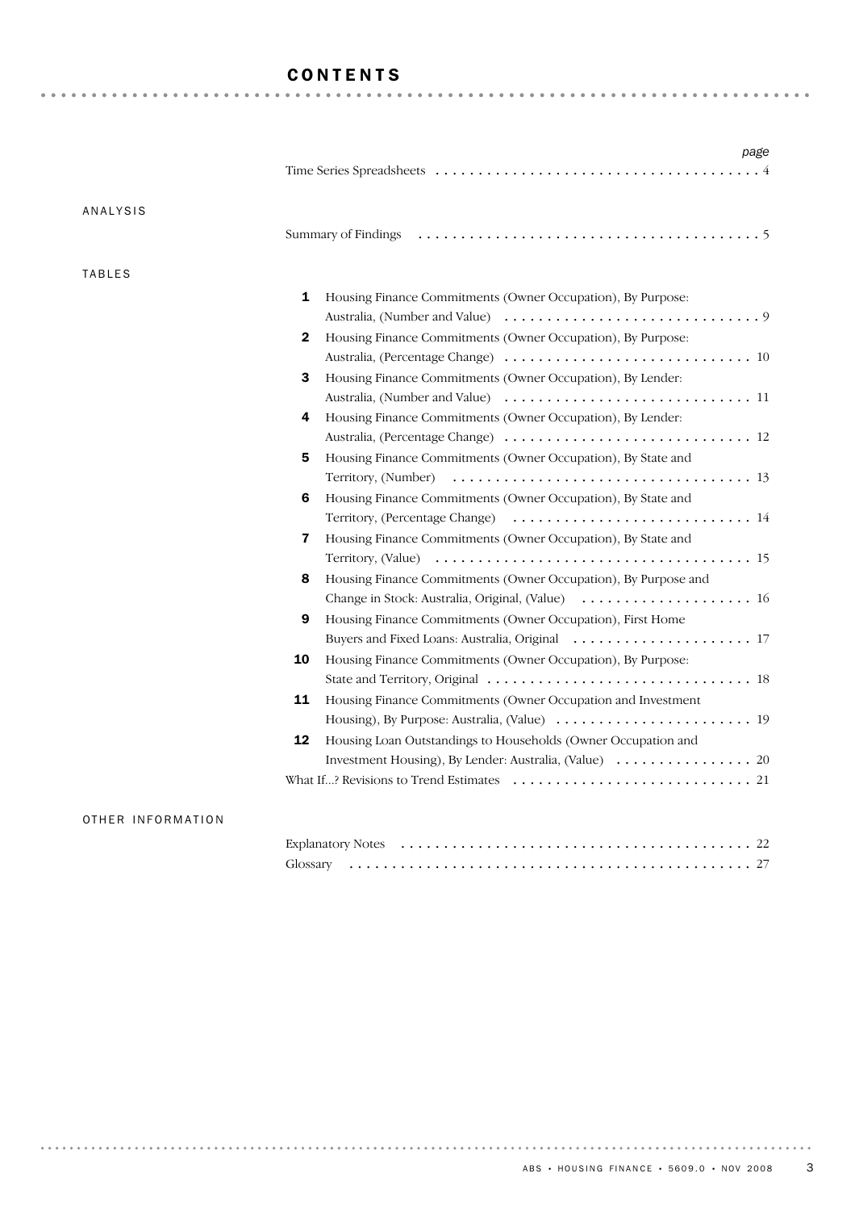# CONTENTS

| | page |
|---|---|
| Time Series Spreadsheets | 4 |

## ANALYSIS

| | |
|---|---|
| Summary of Findings | 5 |

## TABLES

| | | page |
|---|---|---|
| **1** | Housing Finance Commitments (Owner Occupation), By Purpose: Australia, (Number and Value) | 9 |
| **2** | Housing Finance Commitments (Owner Occupation), By Purpose: Australia, (Percentage Change) | 10 |
| **3** | Housing Finance Commitments (Owner Occupation), By Lender: Australia, (Number and Value) | 11 |
| **4** | Housing Finance Commitments (Owner Occupation), By Lender: Australia, (Percentage Change) | 12 |
| **5** | Housing Finance Commitments (Owner Occupation), By State and Territory, (Number) | 13 |
| **6** | Housing Finance Commitments (Owner Occupation), By State and Territory, (Percentage Change) | 14 |
| **7** | Housing Finance Commitments (Owner Occupation), By State and Territory, (Value) | 15 |
| **8** | Housing Finance Commitments (Owner Occupation), By Purpose and Change in Stock: Australia, Original, (Value) | 16 |
| **9** | Housing Finance Commitments (Owner Occupation), First Home Buyers and Fixed Loans: Australia, Original | 17 |
| **10** | Housing Finance Commitments (Owner Occupation), By Purpose: State and Territory, Original | 18 |
| **11** | Housing Finance Commitments (Owner Occupation and Investment Housing), By Purpose: Australia, (Value) | 19 |
| **12** | Housing Loan Outstandings to Households (Owner Occupation and Investment Housing), By Lender: Australia, (Value) | 20 |
| | What If...? Revisions to Trend Estimates | 21 |

## OTHER INFORMATION

| | |
|---|---|
| Explanatory Notes | 22 |
| Glossary | 27 |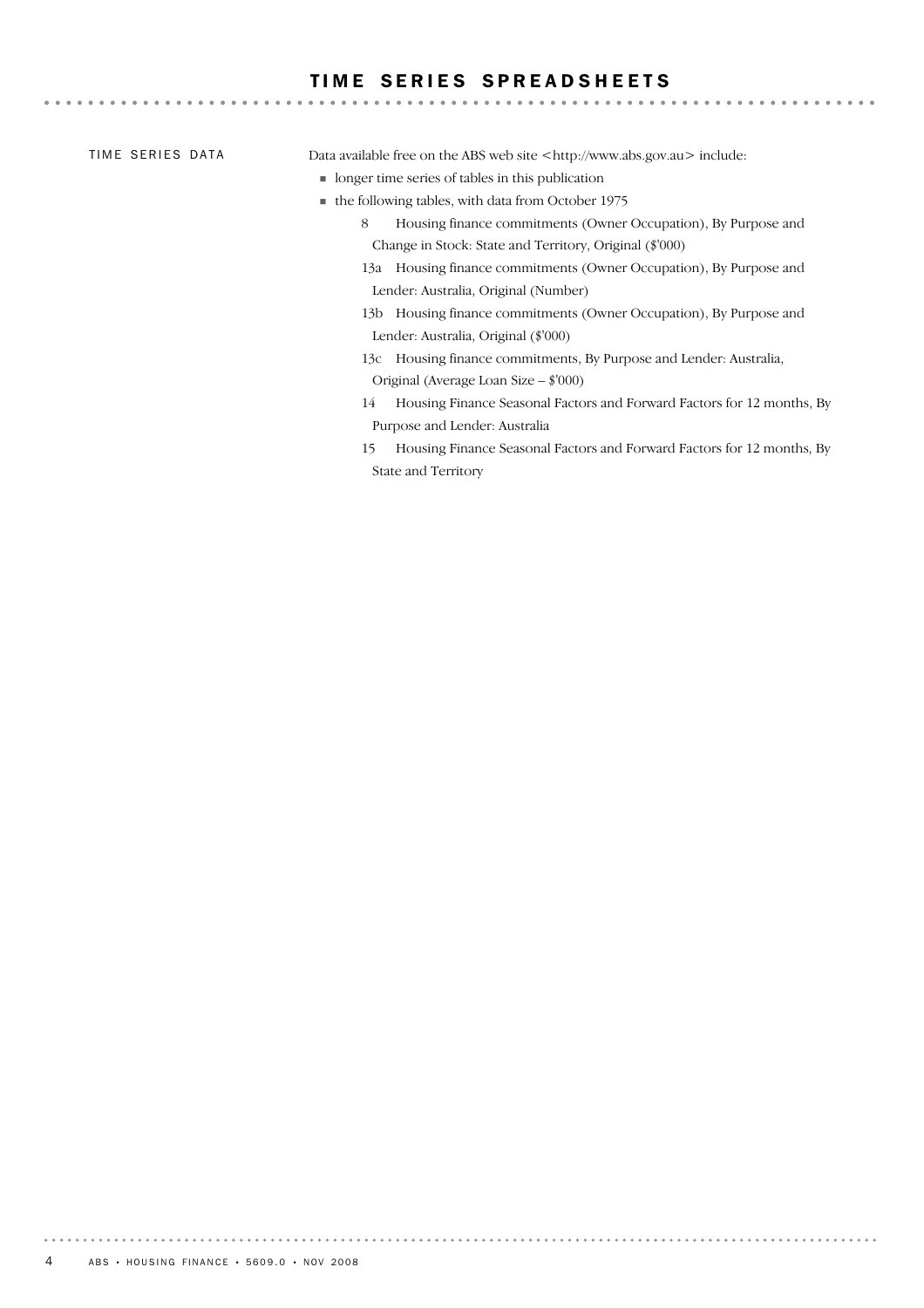# TIME SERIES SPREADSHEETS

## TIME SERIES DATA

Data available free on the ABS web site <http://www.abs.gov.au> include:

- longer time series of tables in this publication
- the following tables, with data from October 1975
  - 8 Housing finance commitments (Owner Occupation), By Purpose and Change in Stock: State and Territory, Original ($'000)
  - 13a Housing finance commitments (Owner Occupation), By Purpose and Lender: Australia, Original (Number)
  - 13b Housing finance commitments (Owner Occupation), By Purpose and Lender: Australia, Original ($'000)
  - 13c Housing finance commitments, By Purpose and Lender: Australia, Original (Average Loan Size – $'000)
  - 14 Housing Finance Seasonal Factors and Forward Factors for 12 months, By Purpose and Lender: Australia
  - 15 Housing Finance Seasonal Factors and Forward Factors for 12 months, By State and Territory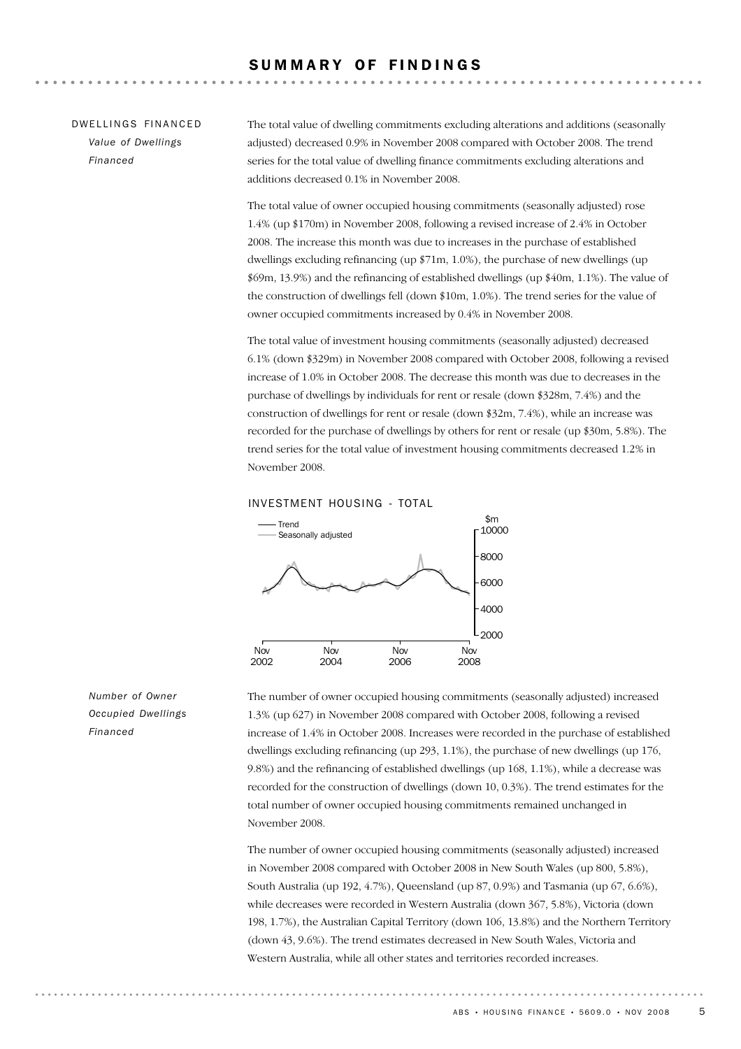# SUMMARY OF FINDINGS

## DWELLINGS FINANCED

### *Value of Dwellings Financed*

The total value of dwelling commitments excluding alterations and additions (seasonally adjusted) decreased 0.9% in November 2008 compared with October 2008. The trend series for the total value of dwelling finance commitments excluding alterations and additions decreased 0.1% in November 2008.

The total value of owner occupied housing commitments (seasonally adjusted) rose 1.4% (up $170m) in November 2008, following a revised increase of 2.4% in October 2008. The increase this month was due to increases in the purchase of established dwellings excluding refinancing (up $71m, 1.0%), the purchase of new dwellings (up $69m, 13.9%) and the refinancing of established dwellings (up $40m, 1.1%). The value of the construction of dwellings fell (down $10m, 1.0%). The trend series for the value of owner occupied commitments increased by 0.4% in November 2008.

The total value of investment housing commitments (seasonally adjusted) decreased 6.1% (down $329m) in November 2008 compared with October 2008, following a revised increase of 1.0% in October 2008. The decrease this month was due to decreases in the purchase of dwellings by individuals for rent or resale (down $328m, 7.4%) and the construction of dwellings for rent or resale (down $32m, 7.4%), while an increase was recorded for the purchase of dwellings by others for rent or resale (up $30m, 5.8%). The trend series for the total value of investment housing commitments decreased 1.2% in November 2008.

INVESTMENT HOUSING - TOTAL

### *Number of Owner Occupied Dwellings Financed*

The number of owner occupied housing commitments (seasonally adjusted) increased 1.3% (up 627) in November 2008 compared with October 2008, following a revised increase of 1.4% in October 2008. Increases were recorded in the purchase of established dwellings excluding refinancing (up 293, 1.1%), the purchase of new dwellings (up 176, 9.8%) and the refinancing of established dwellings (up 168, 1.1%), while a decrease was recorded for the construction of dwellings (down 10, 0.3%). The trend estimates for the total number of owner occupied housing commitments remained unchanged in November 2008.

The number of owner occupied housing commitments (seasonally adjusted) increased in November 2008 compared with October 2008 in New South Wales (up 800, 5.8%), South Australia (up 192, 4.7%), Queensland (up 87, 0.9%) and Tasmania (up 67, 6.6%), while decreases were recorded in Western Australia (down 367, 5.8%), Victoria (down 198, 1.7%), the Australian Capital Territory (down 106, 13.8%) and the Northern Territory (down 43, 9.6%). The trend estimates decreased in New South Wales, Victoria and Western Australia, while all other states and territories recorded increases.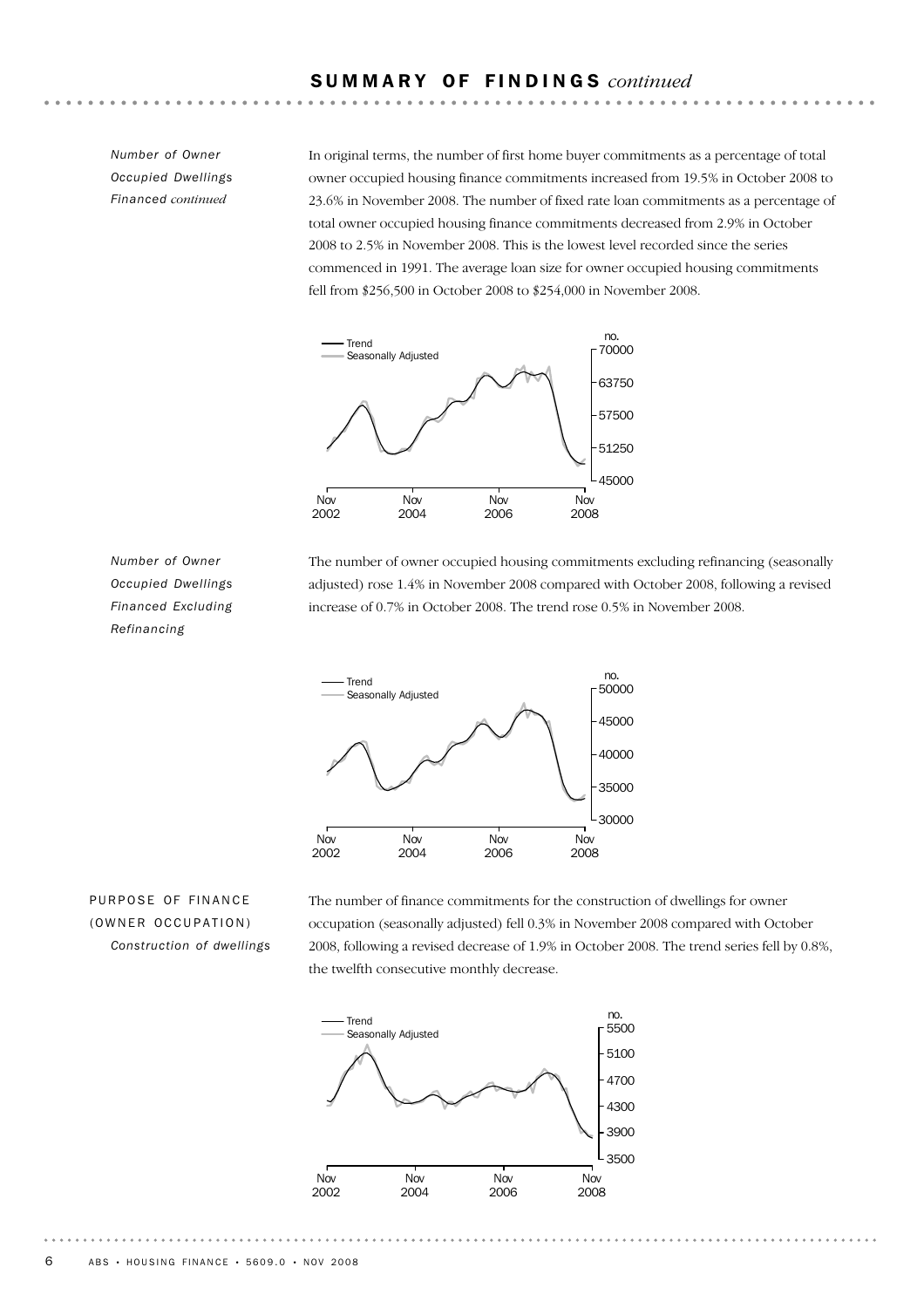# SUMMARY OF FINDINGS *continued*

*Number of Owner Occupied Dwellings Financed continued*

In original terms, the number of first home buyer commitments as a percentage of total owner occupied housing finance commitments increased from 19.5% in October 2008 to 23.6% in November 2008. The number of fixed rate loan commitments as a percentage of total owner occupied housing finance commitments decreased from 2.9% in October 2008 to 2.5% in November 2008. This is the lowest level recorded since the series commenced in 1991. The average loan size for owner occupied housing commitments fell from $256,500 in October 2008 to $254,000 in November 2008.

*Number of Owner Occupied Dwellings Financed Excluding Refinancing*

The number of owner occupied housing commitments excluding refinancing (seasonally adjusted) rose 1.4% in November 2008 compared with October 2008, following a revised increase of 0.7% in October 2008. The trend rose 0.5% in November 2008.

## PURPOSE OF FINANCE (OWNER OCCUPATION)

*Construction of dwellings*

The number of finance commitments for the construction of dwellings for owner occupation (seasonally adjusted) fell 0.3% in November 2008 compared with October 2008, following a revised decrease of 1.9% in October 2008. The trend series fell by 0.8%, the twelfth consecutive monthly decrease.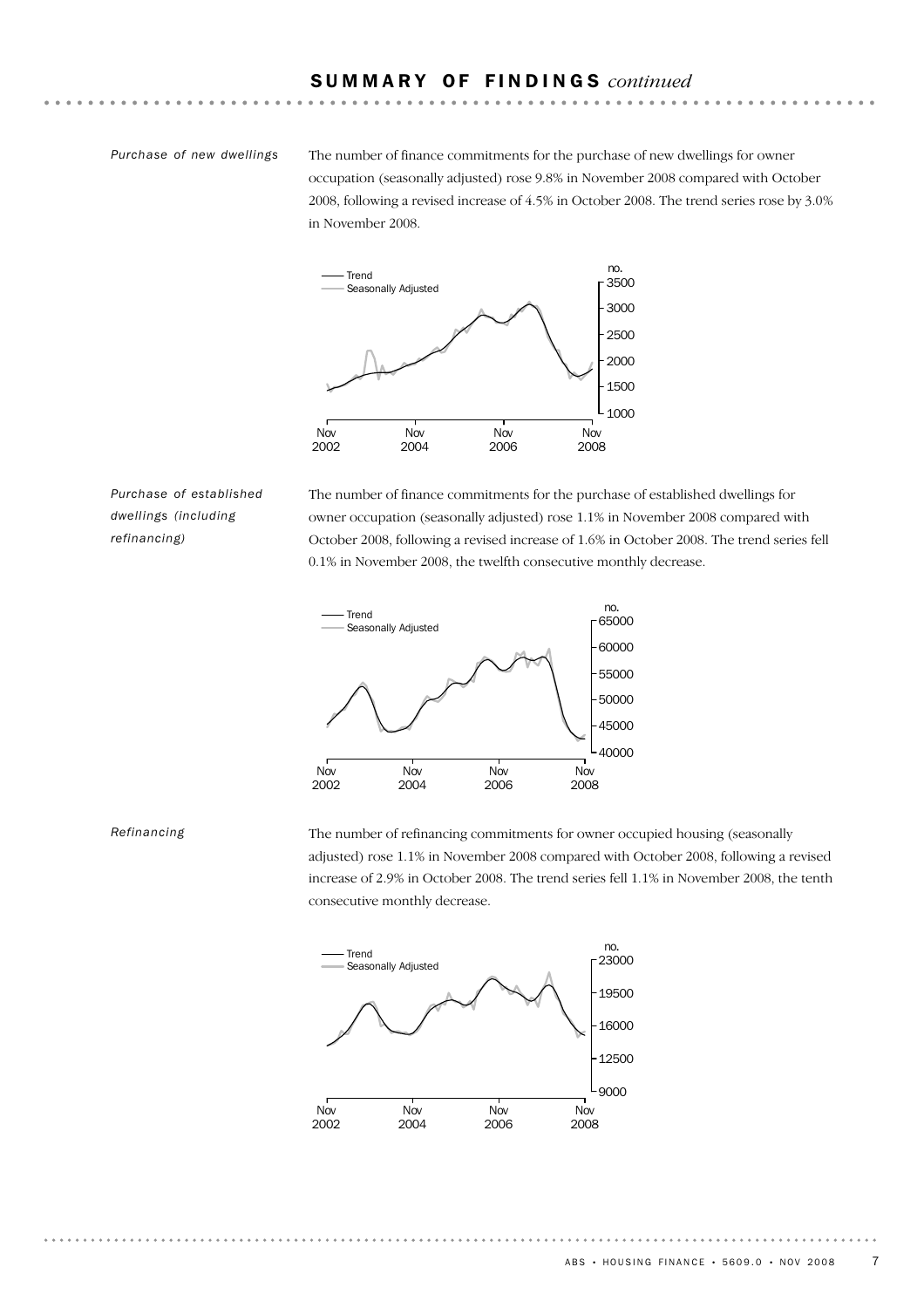## SUMMARY OF FINDINGS *continued*

*Purchase of new dwellings*

The number of finance commitments for the purchase of new dwellings for owner occupation (seasonally adjusted) rose 9.8% in November 2008 compared with October 2008, following a revised increase of 4.5% in October 2008. The trend series rose by 3.0% in November 2008.

*Purchase of established dwellings (including refinancing)*

The number of finance commitments for the purchase of established dwellings for owner occupation (seasonally adjusted) rose 1.1% in November 2008 compared with October 2008, following a revised increase of 1.6% in October 2008. The trend series fell 0.1% in November 2008, the twelfth consecutive monthly decrease.

*Refinancing*

The number of refinancing commitments for owner occupied housing (seasonally adjusted) rose 1.1% in November 2008 compared with October 2008, following a revised increase of 2.9% in October 2008. The trend series fell 1.1% in November 2008, the tenth consecutive monthly decrease.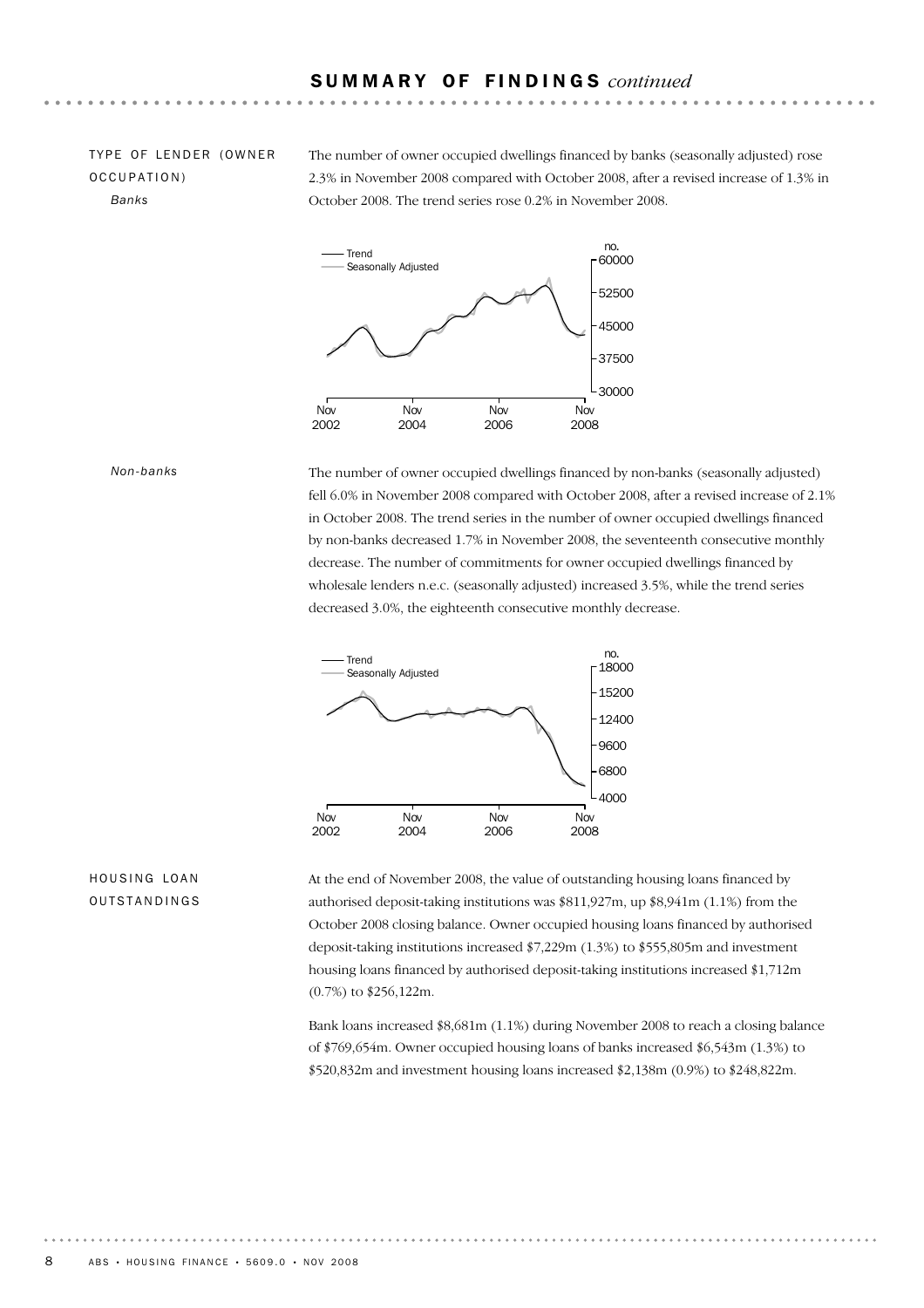## SUMMARY OF FINDINGS *continued*

### TYPE OF LENDER (OWNER OCCUPATION)

*Banks*

The number of owner occupied dwellings financed by banks (seasonally adjusted) rose 2.3% in November 2008 compared with October 2008, after a revised increase of 1.3% in October 2008. The trend series rose 0.2% in November 2008.

*Non-banks*

The number of owner occupied dwellings financed by non-banks (seasonally adjusted) fell 6.0% in November 2008 compared with October 2008, after a revised increase of 2.1% in October 2008. The trend series in the number of owner occupied dwellings financed by non-banks decreased 1.7% in November 2008, the seventeenth consecutive monthly decrease. The number of commitments for owner occupied dwellings financed by wholesale lenders n.e.c. (seasonally adjusted) increased 3.5%, while the trend series decreased 3.0%, the eighteenth consecutive monthly decrease.

### HOUSING LOAN OUTSTANDINGS

At the end of November 2008, the value of outstanding housing loans financed by authorised deposit-taking institutions was $811,927m, up $8,941m (1.1%) from the October 2008 closing balance. Owner occupied housing loans financed by authorised deposit-taking institutions increased $7,229m (1.3%) to $555,805m and investment housing loans financed by authorised deposit-taking institutions increased $1,712m (0.7%) to $256,122m.

Bank loans increased $8,681m (1.1%) during November 2008 to reach a closing balance of $769,654m. Owner occupied housing loans of banks increased $6,543m (1.3%) to $520,832m and investment housing loans increased $2,138m (0.9%) to $248,822m.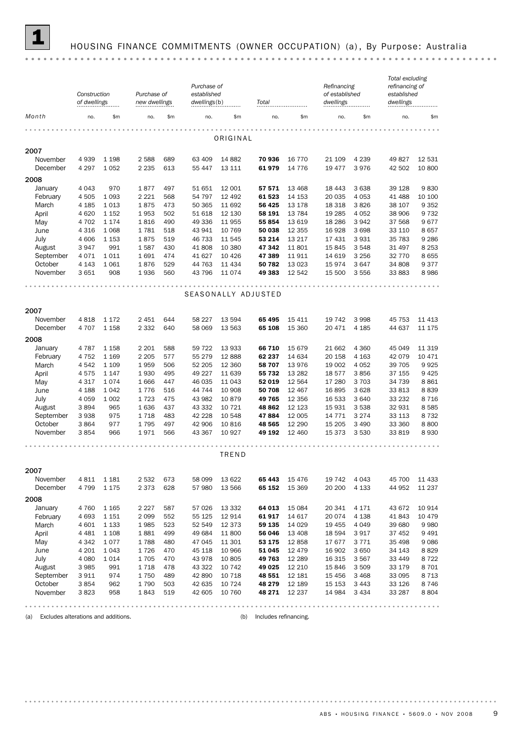# 1 HOUSING FINANCE COMMITMENTS (OWNER OCCUPATION) (a), By Purpose: Australia

| Month | Construction of dwellings | | Purchase of new dwellings | | Purchase of established dwellings(b) | | Total | | Refinancing of established dwellings | | Total excluding refinancing of established dwellings | |
|---|---|---|---|---|---|---|---|---|---|---|---|---|
| | no. | $m | no. | $m | no. | $m | no. | $m | no. | $m | no. | $m |
| **ORIGINAL** | | | | | | | | | | | | |
| **2007** | | | | | | | | | | | | |
| November | 4 939 | 1 198 | 2 588 | 689 | 63 409 | 14 882 | **70 936** | 16 770 | 21 109 | 4 239 | 49 827 | 12 531 |
| December | 4 297 | 1 052 | 2 235 | 613 | 55 447 | 13 111 | **61 979** | 14 776 | 19 477 | 3 976 | 42 502 | 10 800 |
| **2008** | | | | | | | | | | | | |
| January | 4 043 | 970 | 1 877 | 497 | 51 651 | 12 001 | **57 571** | 13 468 | 18 443 | 3 638 | 39 128 | 9 830 |
| February | 4 505 | 1 093 | 2 221 | 568 | 54 797 | 12 492 | **61 523** | 14 153 | 20 035 | 4 053 | 41 488 | 10 100 |
| March | 4 185 | 1 013 | 1 875 | 473 | 50 365 | 11 692 | **56 425** | 13 178 | 18 318 | 3 826 | 38 107 | 9 352 |
| April | 4 620 | 1 152 | 1 953 | 502 | 51 618 | 12 130 | **58 191** | 13 784 | 19 285 | 4 052 | 38 906 | 9 732 |
| May | 4 702 | 1 174 | 1 816 | 490 | 49 336 | 11 955 | **55 854** | 13 619 | 18 286 | 3 942 | 37 568 | 9 677 |
| June | 4 316 | 1 068 | 1 781 | 518 | 43 941 | 10 769 | **50 038** | 12 355 | 16 928 | 3 698 | 33 110 | 8 657 |
| July | 4 606 | 1 153 | 1 875 | 519 | 46 733 | 11 545 | **53 214** | 13 217 | 17 431 | 3 931 | 35 783 | 9 286 |
| August | 3 947 | 991 | 1 587 | 430 | 41 808 | 10 380 | **47 342** | 11 801 | 15 845 | 3 548 | 31 497 | 8 253 |
| September | 4 071 | 1 011 | 1 691 | 474 | 41 627 | 10 426 | **47 389** | 11 911 | 14 619 | 3 256 | 32 770 | 8 655 |
| October | 4 143 | 1 061 | 1 876 | 529 | 44 763 | 11 434 | **50 782** | 13 023 | 15 974 | 3 647 | 34 808 | 9 377 |
| November | 3 651 | 908 | 1 936 | 560 | 43 796 | 11 074 | **49 383** | 12 542 | 15 500 | 3 556 | 33 883 | 8 986 |
| **SEASONALLY ADJUSTED** | | | | | | | | | | | | |
| **2007** | | | | | | | | | | | | |
| November | 4 818 | 1 172 | 2 451 | 644 | 58 227 | 13 594 | **65 495** | 15 411 | 19 742 | 3 998 | 45 753 | 11 413 |
| December | 4 707 | 1 158 | 2 332 | 640 | 58 069 | 13 563 | **65 108** | 15 360 | 20 471 | 4 185 | 44 637 | 11 175 |
| **2008** | | | | | | | | | | | | |
| January | 4 787 | 1 158 | 2 201 | 588 | 59 722 | 13 933 | **66 710** | 15 679 | 21 662 | 4 360 | 45 049 | 11 319 |
| February | 4 752 | 1 169 | 2 205 | 577 | 55 279 | 12 888 | **62 237** | 14 634 | 20 158 | 4 163 | 42 079 | 10 471 |
| March | 4 542 | 1 109 | 1 959 | 506 | 52 205 | 12 360 | **58 707** | 13 976 | 19 002 | 4 052 | 39 705 | 9 925 |
| April | 4 575 | 1 147 | 1 930 | 495 | 49 227 | 11 639 | **55 732** | 13 282 | 18 577 | 3 856 | 37 155 | 9 425 |
| May | 4 317 | 1 074 | 1 666 | 447 | 46 035 | 11 043 | **52 019** | 12 564 | 17 280 | 3 703 | 34 739 | 8 861 |
| June | 4 188 | 1 042 | 1 776 | 516 | 44 744 | 10 908 | **50 708** | 12 467 | 16 895 | 3 628 | 33 813 | 8 839 |
| July | 4 059 | 1 002 | 1 723 | 475 | 43 982 | 10 879 | **49 765** | 12 356 | 16 533 | 3 640 | 33 232 | 8 716 |
| August | 3 894 | 965 | 1 636 | 437 | 43 332 | 10 721 | **48 862** | 12 123 | 15 931 | 3 538 | 32 931 | 8 585 |
| September | 3 938 | 975 | 1 718 | 483 | 42 228 | 10 548 | **47 884** | 12 005 | 14 771 | 3 274 | 33 113 | 8 732 |
| October | 3 864 | 977 | 1 795 | 497 | 42 906 | 10 816 | **48 565** | 12 290 | 15 205 | 3 490 | 33 360 | 8 800 |
| November | 3 854 | 966 | 1 971 | 566 | 43 367 | 10 927 | **49 192** | 12 460 | 15 373 | 3 530 | 33 819 | 8 930 |
| **TREND** | | | | | | | | | | | | |
| **2007** | | | | | | | | | | | | |
| November | 4 811 | 1 181 | 2 532 | 673 | 58 099 | 13 622 | **65 443** | 15 476 | 19 742 | 4 043 | 45 700 | 11 433 |
| December | 4 799 | 1 175 | 2 373 | 628 | 57 980 | 13 566 | **65 152** | 15 369 | 20 200 | 4 133 | 44 952 | 11 237 |
| **2008** | | | | | | | | | | | | |
| January | 4 760 | 1 165 | 2 227 | 587 | 57 026 | 13 332 | **64 013** | 15 084 | 20 341 | 4 171 | 43 672 | 10 914 |
| February | 4 693 | 1 151 | 2 099 | 552 | 55 125 | 12 914 | **61 917** | 14 617 | 20 074 | 4 138 | 41 843 | 10 479 |
| March | 4 601 | 1 133 | 1 985 | 523 | 52 549 | 12 373 | **59 135** | 14 029 | 19 455 | 4 049 | 39 680 | 9 980 |
| April | 4 481 | 1 108 | 1 881 | 499 | 49 684 | 11 800 | **56 046** | 13 408 | 18 594 | 3 917 | 37 452 | 9 491 |
| May | 4 342 | 1 077 | 1 788 | 480 | 47 045 | 11 301 | **53 175** | 12 858 | 17 677 | 3 771 | 35 498 | 9 086 |
| June | 4 201 | 1 043 | 1 726 | 470 | 45 118 | 10 966 | **51 045** | 12 479 | 16 902 | 3 650 | 34 143 | 8 829 |
| July | 4 080 | 1 014 | 1 705 | 470 | 43 978 | 10 805 | **49 763** | 12 289 | 16 315 | 3 567 | 33 449 | 8 722 |
| August | 3 985 | 991 | 1 718 | 478 | 43 322 | 10 742 | **49 025** | 12 210 | 15 846 | 3 509 | 33 179 | 8 701 |
| September | 3 911 | 974 | 1 750 | 489 | 42 890 | 10 718 | **48 551** | 12 181 | 15 456 | 3 468 | 33 095 | 8 713 |
| October | 3 854 | 962 | 1 790 | 503 | 42 635 | 10 724 | **48 279** | 12 189 | 15 153 | 3 443 | 33 126 | 8 746 |
| November | 3 823 | 958 | 1 843 | 519 | 42 605 | 10 760 | **48 271** | 12 237 | 14 984 | 3 434 | 33 287 | 8 804 |

(a) Excludes alterations and additions.

(b) Includes refinancing.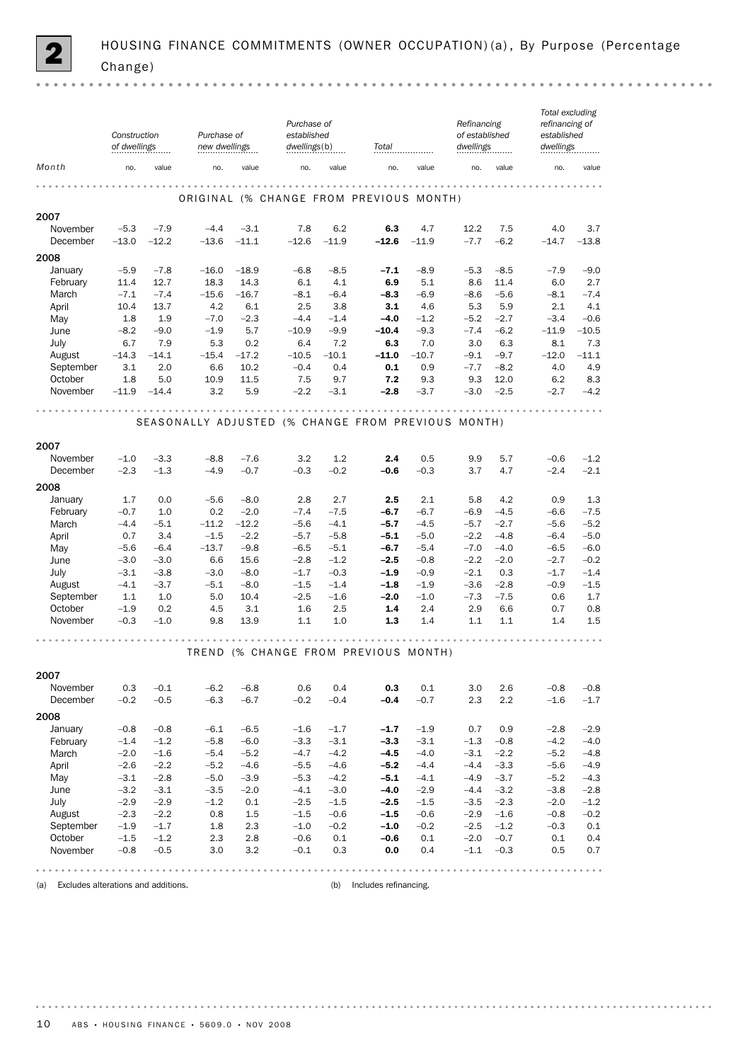## 2 HOUSING FINANCE COMMITMENTS (OWNER OCCUPATION)(a), By Purpose (Percentage Change)

| Month | Construction of dwellings | | Purchase of new dwellings | | Purchase of established dwellings(b) | | Total | | Refinancing of established dwellings | | Total excluding refinancing of established dwellings | |
|---|---|---|---|---|---|---|---|---|---|---|---|---|
| | no. | value | no. | value | no. | value | no. | value | no. | value | no. | value |
| **ORIGINAL (% CHANGE FROM PREVIOUS MONTH)** | | | | | | | | | | | | |
| **2007** | | | | | | | | | | | | |
| November | –5.3 | –7.9 | –4.4 | –3.1 | 7.8 | 6.2 | **6.3** | 4.7 | 12.2 | 7.5 | 4.0 | 3.7 |
| December | –13.0 | –12.2 | –13.6 | –11.1 | –12.6 | –11.9 | **–12.6** | –11.9 | –7.7 | –6.2 | –14.7 | –13.8 |
| **2008** | | | | | | | | | | | | |
| January | –5.9 | –7.8 | –16.0 | –18.9 | –6.8 | –8.5 | **–7.1** | –8.9 | –5.3 | –8.5 | –7.9 | –9.0 |
| February | 11.4 | 12.7 | 18.3 | 14.3 | 6.1 | 4.1 | **6.9** | 5.1 | 8.6 | 11.4 | 6.0 | 2.7 |
| March | –7.1 | –7.4 | –15.6 | –16.7 | –8.1 | –6.4 | **–8.3** | –6.9 | –8.6 | –5.6 | –8.1 | –7.4 |
| April | 10.4 | 13.7 | 4.2 | 6.1 | 2.5 | 3.8 | **3.1** | 4.6 | 5.3 | 5.9 | 2.1 | 4.1 |
| May | 1.8 | 1.9 | –7.0 | –2.3 | –4.4 | –1.4 | **–4.0** | –1.2 | –5.2 | –2.7 | –3.4 | –0.6 |
| June | –8.2 | –9.0 | –1.9 | 5.7 | –10.9 | –9.9 | **–10.4** | –9.3 | –7.4 | –6.2 | –11.9 | –10.5 |
| July | 6.7 | 7.9 | 5.3 | 0.2 | 6.4 | 7.2 | **6.3** | 7.0 | 3.0 | 6.3 | 8.1 | 7.3 |
| August | –14.3 | –14.1 | –15.4 | –17.2 | –10.5 | –10.1 | **–11.0** | –10.7 | –9.1 | –9.7 | –12.0 | –11.1 |
| September | 3.1 | 2.0 | 6.6 | 10.2 | –0.4 | 0.4 | **0.1** | 0.9 | –7.7 | –8.2 | 4.0 | 4.9 |
| October | 1.8 | 5.0 | 10.9 | 11.5 | 7.5 | 9.7 | **7.2** | 9.3 | 9.3 | 12.0 | 6.2 | 8.3 |
| November | –11.9 | –14.4 | 3.2 | 5.9 | –2.2 | –3.1 | **–2.8** | –3.7 | –3.0 | –2.5 | –2.7 | –4.2 |
| **SEASONALLY ADJUSTED (% CHANGE FROM PREVIOUS MONTH)** | | | | | | | | | | | | |
| **2007** | | | | | | | | | | | | |
| November | –1.0 | –3.3 | –8.8 | –7.6 | 3.2 | 1.2 | **2.4** | 0.5 | 9.9 | 5.7 | –0.6 | –1.2 |
| December | –2.3 | –1.3 | –4.9 | –0.7 | –0.3 | –0.2 | **–0.6** | –0.3 | 3.7 | 4.7 | –2.4 | –2.1 |
| **2008** | | | | | | | | | | | | |
| January | 1.7 | 0.0 | –5.6 | –8.0 | 2.8 | 2.7 | **2.5** | 2.1 | 5.8 | 4.2 | 0.9 | 1.3 |
| February | –0.7 | 1.0 | 0.2 | –2.0 | –7.4 | –7.5 | **–6.7** | –6.7 | –6.9 | –4.5 | –6.6 | –7.5 |
| March | –4.4 | –5.1 | –11.2 | –12.2 | –5.6 | –4.1 | **–5.7** | –4.5 | –5.7 | –2.7 | –5.6 | –5.2 |
| April | 0.7 | 3.4 | –1.5 | –2.2 | –5.7 | –5.8 | **–5.1** | –5.0 | –2.2 | –4.8 | –6.4 | –5.0 |
| May | –5.6 | –6.4 | –13.7 | –9.8 | –6.5 | –5.1 | **–6.7** | –5.4 | –7.0 | –4.0 | –6.5 | –6.0 |
| June | –3.0 | –3.0 | 6.6 | 15.6 | –2.8 | –1.2 | **–2.5** | –0.8 | –2.2 | –2.0 | –2.7 | –0.2 |
| July | –3.1 | –3.8 | –3.0 | –8.0 | –1.7 | –0.3 | **–1.9** | –0.9 | –2.1 | 0.3 | –1.7 | –1.4 |
| August | –4.1 | –3.7 | –5.1 | –8.0 | –1.5 | –1.4 | **–1.8** | –1.9 | –3.6 | –2.8 | –0.9 | –1.5 |
| September | 1.1 | 1.0 | 5.0 | 10.4 | –2.5 | –1.6 | **–2.0** | –1.0 | –7.3 | –7.5 | 0.6 | 1.7 |
| October | –1.9 | 0.2 | 4.5 | 3.1 | 1.6 | 2.5 | **1.4** | 2.4 | 2.9 | 6.6 | 0.7 | 0.8 |
| November | –0.3 | –1.0 | 9.8 | 13.9 | 1.1 | 1.0 | **1.3** | 1.4 | 1.1 | 1.1 | 1.4 | 1.5 |
| **TREND (% CHANGE FROM PREVIOUS MONTH)** | | | | | | | | | | | | |
| **2007** | | | | | | | | | | | | |
| November | 0.3 | –0.1 | –6.2 | –6.8 | 0.6 | 0.4 | **0.3** | 0.1 | 3.0 | 2.6 | –0.8 | –0.8 |
| December | –0.2 | –0.5 | –6.3 | –6.7 | –0.2 | –0.4 | **–0.4** | –0.7 | 2.3 | 2.2 | –1.6 | –1.7 |
| **2008** | | | | | | | | | | | | |
| January | –0.8 | –0.8 | –6.1 | –6.5 | –1.6 | –1.7 | **–1.7** | –1.9 | 0.7 | 0.9 | –2.8 | –2.9 |
| February | –1.4 | –1.2 | –5.8 | –6.0 | –3.3 | –3.1 | **–3.3** | –3.1 | –1.3 | –0.8 | –4.2 | –4.0 |
| March | –2.0 | –1.6 | –5.4 | –5.2 | –4.7 | –4.2 | **–4.5** | –4.0 | –3.1 | –2.2 | –5.2 | –4.8 |
| April | –2.6 | –2.2 | –5.2 | –4.6 | –5.5 | –4.6 | **–5.2** | –4.4 | –4.4 | –3.3 | –5.6 | –4.9 |
| May | –3.1 | –2.8 | –5.0 | –3.9 | –5.3 | –4.2 | **–5.1** | –4.1 | –4.9 | –3.7 | –5.2 | –4.3 |
| June | –3.2 | –3.1 | –3.5 | –2.0 | –4.1 | –3.0 | **–4.0** | –2.9 | –4.4 | –3.2 | –3.8 | –2.8 |
| July | –2.9 | –2.9 | –1.2 | 0.1 | –2.5 | –1.5 | **–2.5** | –1.5 | –3.5 | –2.3 | –2.0 | –1.2 |
| August | –2.3 | –2.2 | 0.8 | 1.5 | –1.5 | –0.6 | **–1.5** | –0.6 | –2.9 | –1.6 | –0.8 | –0.2 |
| September | –1.9 | –1.7 | 1.8 | 2.3 | –1.0 | –0.2 | **–1.0** | –0.2 | –2.5 | –1.2 | –0.3 | 0.1 |
| October | –1.5 | –1.2 | 2.3 | 2.8 | –0.6 | 0.1 | **–0.6** | 0.1 | –2.0 | –0.7 | 0.1 | 0.4 |
| November | –0.8 | –0.5 | 3.0 | 3.2 | –0.1 | 0.3 | **0.0** | 0.4 | –1.1 | –0.3 | 0.5 | 0.7 |

(a) Excludes alterations and additions.

(b) Includes refinancing.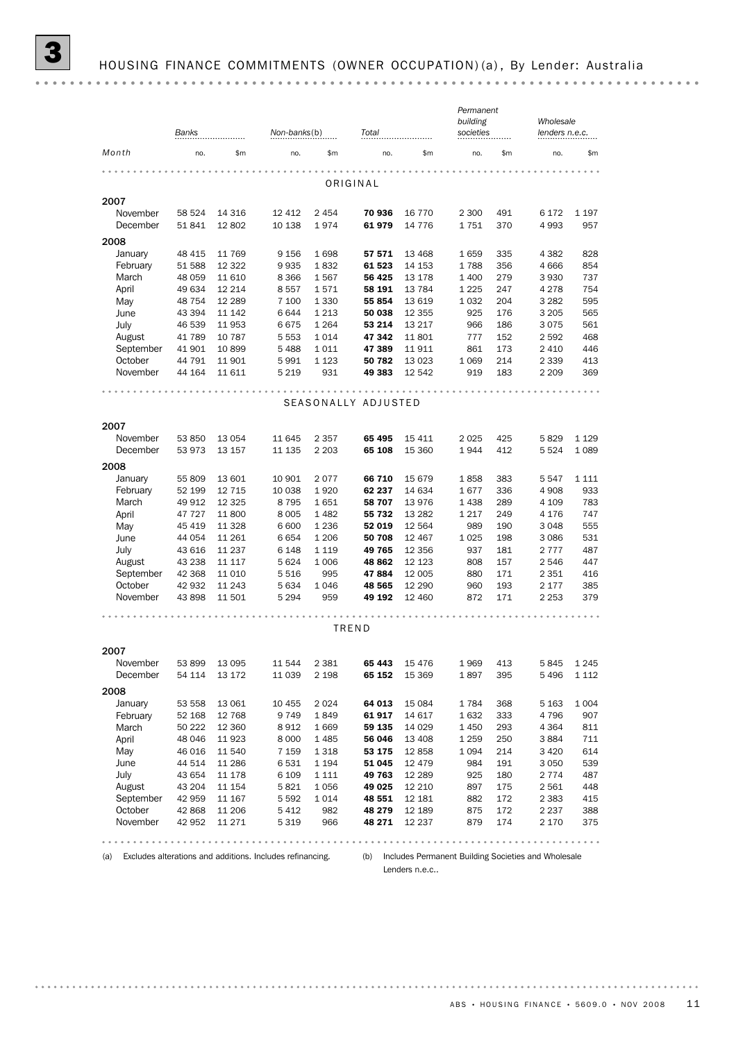# 3 HOUSING FINANCE COMMITMENTS (OWNER OCCUPATION)(a), By Lender: Australia

| Month | Banks | | Non-banks(b) | | Total | | Permanent building societies | | Wholesale lenders n.e.c. | |
|---|---|---|---|---|---|---|---|---|---|---|
| | no. | $m | no. | $m | no. | $m | no. | $m | no. | $m |
| **ORIGINAL** | | | | | | | | | | |
| **2007** | | | | | | | | | | |
| November | 58 524 | 14 316 | 12 412 | 2 454 | **70 936** | 16 770 | 2 300 | 491 | 6 172 | 1 197 |
| December | 51 841 | 12 802 | 10 138 | 1 974 | **61 979** | 14 776 | 1 751 | 370 | 4 993 | 957 |
| **2008** | | | | | | | | | | |
| January | 48 415 | 11 769 | 9 156 | 1 698 | **57 571** | 13 468 | 1 659 | 335 | 4 382 | 828 |
| February | 51 588 | 12 322 | 9 935 | 1 832 | **61 523** | 14 153 | 1 788 | 356 | 4 666 | 854 |
| March | 48 059 | 11 610 | 8 366 | 1 567 | **56 425** | 13 178 | 1 400 | 279 | 3 930 | 737 |
| April | 49 634 | 12 214 | 8 557 | 1 571 | **58 191** | 13 784 | 1 225 | 247 | 4 278 | 754 |
| May | 48 754 | 12 289 | 7 100 | 1 330 | **55 854** | 13 619 | 1 032 | 204 | 3 282 | 595 |
| June | 43 394 | 11 142 | 6 644 | 1 213 | **50 038** | 12 355 | 925 | 176 | 3 205 | 565 |
| July | 46 539 | 11 953 | 6 675 | 1 264 | **53 214** | 13 217 | 966 | 186 | 3 075 | 561 |
| August | 41 789 | 10 787 | 5 553 | 1 014 | **47 342** | 11 801 | 777 | 152 | 2 592 | 468 |
| September | 41 901 | 10 899 | 5 488 | 1 011 | **47 389** | 11 911 | 861 | 173 | 2 410 | 446 |
| October | 44 791 | 11 901 | 5 991 | 1 123 | **50 782** | 13 023 | 1 069 | 214 | 2 339 | 413 |
| November | 44 164 | 11 611 | 5 219 | 931 | **49 383** | 12 542 | 919 | 183 | 2 209 | 369 |
| **SEASONALLY ADJUSTED** | | | | | | | | | | |
| **2007** | | | | | | | | | | |
| November | 53 850 | 13 054 | 11 645 | 2 357 | **65 495** | 15 411 | 2 025 | 425 | 5 829 | 1 129 |
| December | 53 973 | 13 157 | 11 135 | 2 203 | **65 108** | 15 360 | 1 944 | 412 | 5 524 | 1 089 |
| **2008** | | | | | | | | | | |
| January | 55 809 | 13 601 | 10 901 | 2 077 | **66 710** | 15 679 | 1 858 | 383 | 5 547 | 1 111 |
| February | 52 199 | 12 715 | 10 038 | 1 920 | **62 237** | 14 634 | 1 677 | 336 | 4 908 | 933 |
| March | 49 912 | 12 325 | 8 795 | 1 651 | **58 707** | 13 976 | 1 438 | 289 | 4 109 | 783 |
| April | 47 727 | 11 800 | 8 005 | 1 482 | **55 732** | 13 282 | 1 217 | 249 | 4 176 | 747 |
| May | 45 419 | 11 328 | 6 600 | 1 236 | **52 019** | 12 564 | 989 | 190 | 3 048 | 555 |
| June | 44 054 | 11 261 | 6 654 | 1 206 | **50 708** | 12 467 | 1 025 | 198 | 3 086 | 531 |
| July | 43 616 | 11 237 | 6 148 | 1 119 | **49 765** | 12 356 | 937 | 181 | 2 777 | 487 |
| August | 43 238 | 11 117 | 5 624 | 1 006 | **48 862** | 12 123 | 808 | 157 | 2 546 | 447 |
| September | 42 368 | 11 010 | 5 516 | 995 | **47 884** | 12 005 | 880 | 171 | 2 351 | 416 |
| October | 42 932 | 11 243 | 5 634 | 1 046 | **48 565** | 12 290 | 960 | 193 | 2 177 | 385 |
| November | 43 898 | 11 501 | 5 294 | 959 | **49 192** | 12 460 | 872 | 171 | 2 253 | 379 |
| **TREND** | | | | | | | | | | |
| **2007** | | | | | | | | | | |
| November | 53 899 | 13 095 | 11 544 | 2 381 | **65 443** | 15 476 | 1 969 | 413 | 5 845 | 1 245 |
| December | 54 114 | 13 172 | 11 039 | 2 198 | **65 152** | 15 369 | 1 897 | 395 | 5 496 | 1 112 |
| **2008** | | | | | | | | | | |
| January | 53 558 | 13 061 | 10 455 | 2 024 | **64 013** | 15 084 | 1 784 | 368 | 5 163 | 1 004 |
| February | 52 168 | 12 768 | 9 749 | 1 849 | **61 917** | 14 617 | 1 632 | 333 | 4 796 | 907 |
| March | 50 222 | 12 360 | 8 912 | 1 669 | **59 135** | 14 029 | 1 450 | 293 | 4 364 | 811 |
| April | 48 046 | 11 923 | 8 000 | 1 485 | **56 046** | 13 408 | 1 259 | 250 | 3 884 | 711 |
| May | 46 016 | 11 540 | 7 159 | 1 318 | **53 175** | 12 858 | 1 094 | 214 | 3 420 | 614 |
| June | 44 514 | 11 286 | 6 531 | 1 194 | **51 045** | 12 479 | 984 | 191 | 3 050 | 539 |
| July | 43 654 | 11 178 | 6 109 | 1 111 | **49 763** | 12 289 | 925 | 180 | 2 774 | 487 |
| August | 43 204 | 11 154 | 5 821 | 1 056 | **49 025** | 12 210 | 897 | 175 | 2 561 | 448 |
| September | 42 959 | 11 167 | 5 592 | 1 014 | **48 551** | 12 181 | 882 | 172 | 2 383 | 415 |
| October | 42 868 | 11 206 | 5 412 | 982 | **48 279** | 12 189 | 875 | 172 | 2 237 | 388 |
| November | 42 952 | 11 271 | 5 319 | 966 | **48 271** | 12 237 | 879 | 174 | 2 170 | 375 |

(a) Excludes alterations and additions. Includes refinancing.

(b) Includes Permanent Building Societies and Wholesale Lenders n.e.c..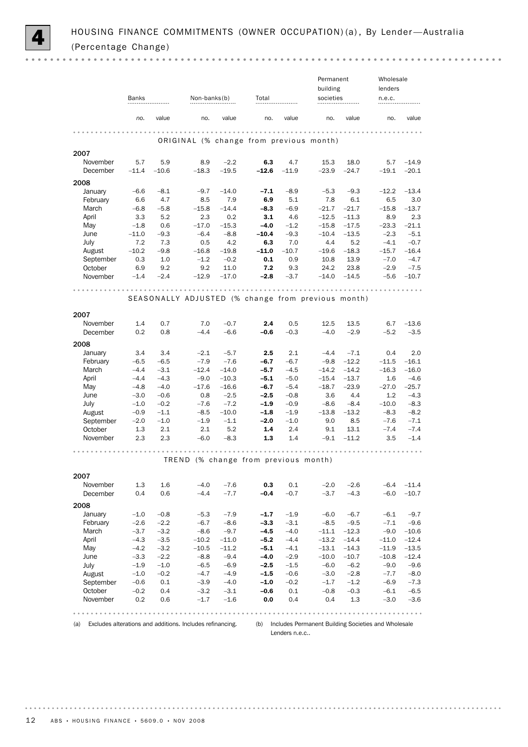# 4 HOUSING FINANCE COMMITMENTS (OWNER OCCUPATION)(a), By Lender—Australia (Percentage Change)

| | Banks | | Non-banks(b) | | Total | | Permanent building societies | | Wholesale lenders n.e.c. | |
|---|---|---|---|---|---|---|---|---|---|---|
| | *no.* | value | no. | value | no. | value | no. | value | no. | value |
| **ORIGINAL (% change from previous month)** | | | | | | | | | | |
| **2007** | | | | | | | | | | |
| November | 5.7 | 5.9 | 8.9 | –2.2 | **6.3** | 4.7 | 15.3 | 18.0 | 5.7 | –14.9 |
| December | –11.4 | –10.6 | –18.3 | –19.5 | **–12.6** | –11.9 | –23.9 | –24.7 | –19.1 | –20.1 |
| **2008** | | | | | | | | | | |
| January | –6.6 | –8.1 | –9.7 | –14.0 | **–7.1** | –8.9 | –5.3 | –9.3 | –12.2 | –13.4 |
| February | 6.6 | 4.7 | 8.5 | 7.9 | **6.9** | 5.1 | 7.8 | 6.1 | 6.5 | 3.0 |
| March | –6.8 | –5.8 | –15.8 | –14.4 | **–8.3** | –6.9 | –21.7 | –21.7 | –15.8 | –13.7 |
| April | 3.3 | 5.2 | 2.3 | 0.2 | **3.1** | 4.6 | –12.5 | –11.3 | 8.9 | 2.3 |
| May | –1.8 | 0.6 | –17.0 | –15.3 | **–4.0** | –1.2 | –15.8 | –17.5 | –23.3 | –21.1 |
| June | –11.0 | –9.3 | –6.4 | –8.8 | **–10.4** | –9.3 | –10.4 | –13.5 | –2.3 | –5.1 |
| July | 7.2 | 7.3 | 0.5 | 4.2 | **6.3** | 7.0 | 4.4 | 5.2 | –4.1 | –0.7 |
| August | –10.2 | –9.8 | –16.8 | –19.8 | **–11.0** | –10.7 | –19.6 | –18.3 | –15.7 | –16.4 |
| September | 0.3 | 1.0 | –1.2 | –0.2 | **0.1** | 0.9 | 10.8 | 13.9 | –7.0 | –4.7 |
| October | 6.9 | 9.2 | 9.2 | 11.0 | **7.2** | 9.3 | 24.2 | 23.8 | –2.9 | –7.5 |
| November | –1.4 | –2.4 | –12.9 | –17.0 | **–2.8** | –3.7 | –14.0 | –14.5 | –5.6 | –10.7 |
| **SEASONALLY ADJUSTED (% change from previous month)** | | | | | | | | | | |
| **2007** | | | | | | | | | | |
| November | 1.4 | 0.7 | 7.0 | –0.7 | **2.4** | 0.5 | 12.5 | 13.5 | 6.7 | –13.6 |
| December | 0.2 | 0.8 | –4.4 | –6.6 | **–0.6** | –0.3 | –4.0 | –2.9 | –5.2 | –3.5 |
| **2008** | | | | | | | | | | |
| January | 3.4 | 3.4 | –2.1 | –5.7 | **2.5** | 2.1 | –4.4 | –7.1 | 0.4 | 2.0 |
| February | –6.5 | –6.5 | –7.9 | –7.6 | **–6.7** | –6.7 | –9.8 | –12.2 | –11.5 | –16.1 |
| March | –4.4 | –3.1 | –12.4 | –14.0 | **–5.7** | –4.5 | –14.2 | –14.2 | –16.3 | –16.0 |
| April | –4.4 | –4.3 | –9.0 | –10.3 | **–5.1** | –5.0 | –15.4 | –13.7 | 1.6 | –4.6 |
| May | –4.8 | –4.0 | –17.6 | –16.6 | **–6.7** | –5.4 | –18.7 | –23.9 | –27.0 | –25.7 |
| June | –3.0 | –0.6 | 0.8 | –2.5 | **–2.5** | –0.8 | 3.6 | 4.4 | 1.2 | –4.3 |
| July | –1.0 | –0.2 | –7.6 | –7.2 | **–1.9** | –0.9 | –8.6 | –8.4 | –10.0 | –8.3 |
| August | –0.9 | –1.1 | –8.5 | –10.0 | **–1.8** | –1.9 | –13.8 | –13.2 | –8.3 | –8.2 |
| September | –2.0 | –1.0 | –1.9 | –1.1 | **–2.0** | –1.0 | 9.0 | 8.5 | –7.6 | –7.1 |
| October | 1.3 | 2.1 | 2.1 | 5.2 | **1.4** | 2.4 | 9.1 | 13.1 | –7.4 | –7.4 |
| November | 2.3 | 2.3 | –6.0 | –8.3 | **1.3** | 1.4 | –9.1 | –11.2 | 3.5 | –1.4 |
| **TREND (% change from previous month)** | | | | | | | | | | |
| **2007** | | | | | | | | | | |
| November | 1.3 | 1.6 | –4.0 | –7.6 | **0.3** | 0.1 | –2.0 | –2.6 | –6.4 | –11.4 |
| December | 0.4 | 0.6 | –4.4 | –7.7 | **–0.4** | –0.7 | –3.7 | –4.3 | –6.0 | –10.7 |
| **2008** | | | | | | | | | | |
| January | –1.0 | –0.8 | –5.3 | –7.9 | **–1.7** | –1.9 | –6.0 | –6.7 | –6.1 | –9.7 |
| February | –2.6 | –2.2 | –6.7 | –8.6 | **–3.3** | –3.1 | –8.5 | –9.5 | –7.1 | –9.6 |
| March | –3.7 | –3.2 | –8.6 | –9.7 | **–4.5** | –4.0 | –11.1 | –12.3 | –9.0 | –10.6 |
| April | –4.3 | –3.5 | –10.2 | –11.0 | **–5.2** | –4.4 | –13.2 | –14.4 | –11.0 | –12.4 |
| May | –4.2 | –3.2 | –10.5 | –11.2 | **–5.1** | –4.1 | –13.1 | –14.3 | –11.9 | –13.5 |
| June | –3.3 | –2.2 | –8.8 | –9.4 | **–4.0** | –2.9 | –10.0 | –10.7 | –10.8 | –12.4 |
| July | –1.9 | –1.0 | –6.5 | –6.9 | **–2.5** | –1.5 | –6.0 | –6.2 | –9.0 | –9.6 |
| August | –1.0 | –0.2 | –4.7 | –4.9 | **–1.5** | –0.6 | –3.0 | –2.8 | –7.7 | –8.0 |
| September | –0.6 | 0.1 | –3.9 | –4.0 | **–1.0** | –0.2 | –1.7 | –1.2 | –6.9 | –7.3 |
| October | –0.2 | 0.4 | –3.2 | –3.1 | **–0.6** | 0.1 | –0.8 | –0.3 | –6.1 | –6.5 |
| November | 0.2 | 0.6 | –1.7 | –1.6 | **0.0** | 0.4 | 0.4 | 1.3 | –3.0 | –3.6 |

(a) Excludes alterations and additions. Includes refinancing.

(b) Includes Permanent Building Societies and Wholesale Lenders n.e.c..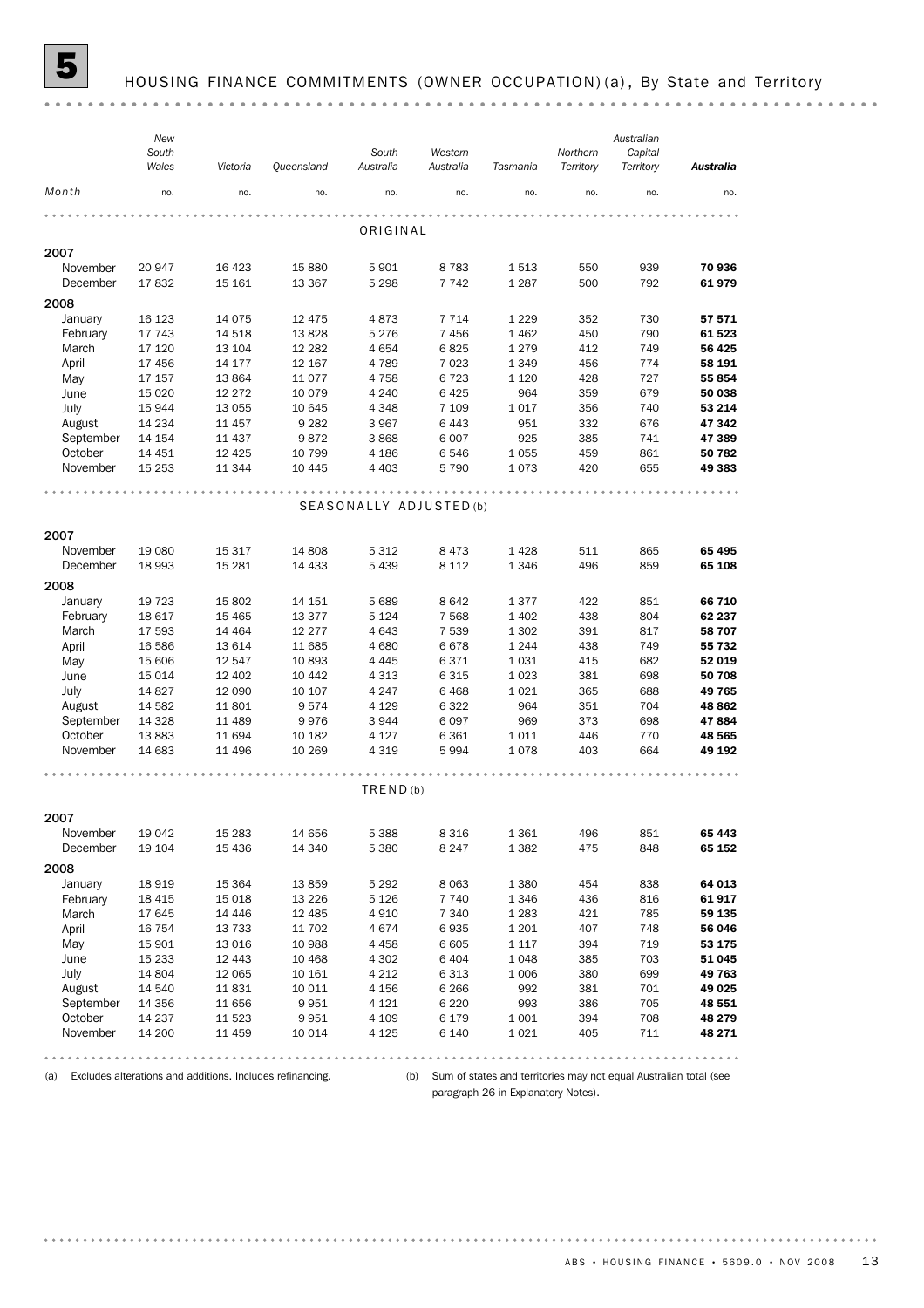# 5 HOUSING FINANCE COMMITMENTS (OWNER OCCUPATION)(a), By State and Territory

| Month | New South Wales | Victoria | Queensland | South Australia | Western Australia | Tasmania | Northern Territory | Australian Capital Territory | **Australia** |
|---|---|---|---|---|---|---|---|---|---|
| | no. | no. | no. | no. | no. | no. | no. | no. | no. |
| **ORIGINAL** | | | | | | | | | |
| **2007** | | | | | | | | | |
| November | 20 947 | 16 423 | 15 880 | 5 901 | 8 783 | 1 513 | 550 | 939 | **70 936** |
| December | 17 832 | 15 161 | 13 367 | 5 298 | 7 742 | 1 287 | 500 | 792 | **61 979** |
| **2008** | | | | | | | | | |
| January | 16 123 | 14 075 | 12 475 | 4 873 | 7 714 | 1 229 | 352 | 730 | **57 571** |
| February | 17 743 | 14 518 | 13 828 | 5 276 | 7 456 | 1 462 | 450 | 790 | **61 523** |
| March | 17 120 | 13 104 | 12 282 | 4 654 | 6 825 | 1 279 | 412 | 749 | **56 425** |
| April | 17 456 | 14 177 | 12 167 | 4 789 | 7 023 | 1 349 | 456 | 774 | **58 191** |
| May | 17 157 | 13 864 | 11 077 | 4 758 | 6 723 | 1 120 | 428 | 727 | **55 854** |
| June | 15 020 | 12 272 | 10 079 | 4 240 | 6 425 | 964 | 359 | 679 | **50 038** |
| July | 15 944 | 13 055 | 10 645 | 4 348 | 7 109 | 1 017 | 356 | 740 | **53 214** |
| August | 14 234 | 11 457 | 9 282 | 3 967 | 6 443 | 951 | 332 | 676 | **47 342** |
| September | 14 154 | 11 437 | 9 872 | 3 868 | 6 007 | 925 | 385 | 741 | **47 389** |
| October | 14 451 | 12 425 | 10 799 | 4 186 | 6 546 | 1 055 | 459 | 861 | **50 782** |
| November | 15 253 | 11 344 | 10 445 | 4 403 | 5 790 | 1 073 | 420 | 655 | **49 383** |
| **SEASONALLY ADJUSTED(b)** | | | | | | | | | |
| **2007** | | | | | | | | | |
| November | 19 080 | 15 317 | 14 808 | 5 312 | 8 473 | 1 428 | 511 | 865 | **65 495** |
| December | 18 993 | 15 281 | 14 433 | 5 439 | 8 112 | 1 346 | 496 | 859 | **65 108** |
| **2008** | | | | | | | | | |
| January | 19 723 | 15 802 | 14 151 | 5 689 | 8 642 | 1 377 | 422 | 851 | **66 710** |
| February | 18 617 | 15 465 | 13 377 | 5 124 | 7 568 | 1 402 | 438 | 804 | **62 237** |
| March | 17 593 | 14 464 | 12 277 | 4 643 | 7 539 | 1 302 | 391 | 817 | **58 707** |
| April | 16 586 | 13 614 | 11 685 | 4 680 | 6 678 | 1 244 | 438 | 749 | **55 732** |
| May | 15 606 | 12 547 | 10 893 | 4 445 | 6 371 | 1 031 | 415 | 682 | **52 019** |
| June | 15 014 | 12 402 | 10 442 | 4 313 | 6 315 | 1 023 | 381 | 698 | **50 708** |
| July | 14 827 | 12 090 | 10 107 | 4 247 | 6 468 | 1 021 | 365 | 688 | **49 765** |
| August | 14 582 | 11 801 | 9 574 | 4 129 | 6 322 | 964 | 351 | 704 | **48 862** |
| September | 14 328 | 11 489 | 9 976 | 3 944 | 6 097 | 969 | 373 | 698 | **47 884** |
| October | 13 883 | 11 694 | 10 182 | 4 127 | 6 361 | 1 011 | 446 | 770 | **48 565** |
| November | 14 683 | 11 496 | 10 269 | 4 319 | 5 994 | 1 078 | 403 | 664 | **49 192** |
| **TREND(b)** | | | | | | | | | |
| **2007** | | | | | | | | | |
| November | 19 042 | 15 283 | 14 656 | 5 388 | 8 316 | 1 361 | 496 | 851 | **65 443** |
| December | 19 104 | 15 436 | 14 340 | 5 380 | 8 247 | 1 382 | 475 | 848 | **65 152** |
| **2008** | | | | | | | | | |
| January | 18 919 | 15 364 | 13 859 | 5 292 | 8 063 | 1 380 | 454 | 838 | **64 013** |
| February | 18 415 | 15 018 | 13 226 | 5 126 | 7 740 | 1 346 | 436 | 816 | **61 917** |
| March | 17 645 | 14 446 | 12 485 | 4 910 | 7 340 | 1 283 | 421 | 785 | **59 135** |
| April | 16 754 | 13 733 | 11 702 | 4 674 | 6 935 | 1 201 | 407 | 748 | **56 046** |
| May | 15 901 | 13 016 | 10 988 | 4 458 | 6 605 | 1 117 | 394 | 719 | **53 175** |
| June | 15 233 | 12 443 | 10 468 | 4 302 | 6 404 | 1 048 | 385 | 703 | **51 045** |
| July | 14 804 | 12 065 | 10 161 | 4 212 | 6 313 | 1 006 | 380 | 699 | **49 763** |
| August | 14 540 | 11 831 | 10 011 | 4 156 | 6 266 | 992 | 381 | 701 | **49 025** |
| September | 14 356 | 11 656 | 9 951 | 4 121 | 6 220 | 993 | 386 | 705 | **48 551** |
| October | 14 237 | 11 523 | 9 951 | 4 109 | 6 179 | 1 001 | 394 | 708 | **48 279** |
| November | 14 200 | 11 459 | 10 014 | 4 125 | 6 140 | 1 021 | 405 | 711 | **48 271** |

(a) Excludes alterations and additions. Includes refinancing.

(b) Sum of states and territories may not equal Australian total (see paragraph 26 in Explanatory Notes).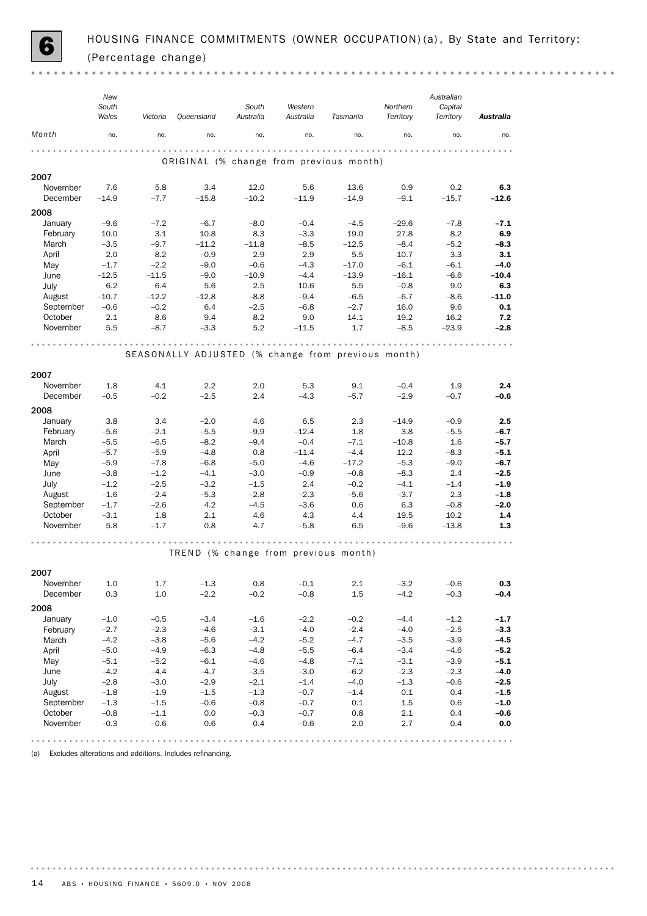# 6 HOUSING FINANCE COMMITMENTS (OWNER OCCUPATION)(a), By State and Territory: (Percentage change)

| Month | New South Wales | Victoria | Queensland | South Australia | Western Australia | Tasmania | Northern Territory | Australian Capital Territory | **Australia** |
|---|---|---|---|---|---|---|---|---|---|
| | no. | no. | no. | no. | no. | no. | no. | no. | no. |
| **ORIGINAL (% change from previous month)** | | | | | | | | | |
| **2007** | | | | | | | | | |
| November | 7.6 | 5.8 | 3.4 | 12.0 | 5.6 | 13.6 | 0.9 | 0.2 | **6.3** |
| December | –14.9 | –7.7 | –15.8 | –10.2 | –11.9 | –14.9 | –9.1 | –15.7 | **–12.6** |
| **2008** | | | | | | | | | |
| January | –9.6 | –7.2 | –6.7 | –8.0 | –0.4 | –4.5 | –29.6 | –7.8 | **–7.1** |
| February | 10.0 | 3.1 | 10.8 | 8.3 | –3.3 | 19.0 | 27.8 | 8.2 | **6.9** |
| March | –3.5 | –9.7 | –11.2 | –11.8 | –8.5 | –12.5 | –8.4 | –5.2 | **–8.3** |
| April | 2.0 | 8.2 | –0.9 | 2.9 | 2.9 | 5.5 | 10.7 | 3.3 | **3.1** |
| May | –1.7 | –2.2 | –9.0 | –0.6 | –4.3 | –17.0 | –6.1 | –6.1 | **–4.0** |
| June | –12.5 | –11.5 | –9.0 | –10.9 | –4.4 | –13.9 | –16.1 | –6.6 | **–10.4** |
| July | 6.2 | 6.4 | 5.6 | 2.5 | 10.6 | 5.5 | –0.8 | 9.0 | **6.3** |
| August | –10.7 | –12.2 | –12.8 | –8.8 | –9.4 | –6.5 | –6.7 | –8.6 | **–11.0** |
| September | –0.6 | –0.2 | 6.4 | –2.5 | –6.8 | –2.7 | 16.0 | 9.6 | **0.1** |
| October | 2.1 | 8.6 | 9.4 | 8.2 | 9.0 | 14.1 | 19.2 | 16.2 | **7.2** |
| November | 5.5 | –8.7 | –3.3 | 5.2 | –11.5 | 1.7 | –8.5 | –23.9 | **–2.8** |
| **SEASONALLY ADJUSTED (% change from previous month)** | | | | | | | | | |
| **2007** | | | | | | | | | |
| November | 1.8 | 4.1 | 2.2 | 2.0 | 5.3 | 9.1 | –0.4 | 1.9 | **2.4** |
| December | –0.5 | –0.2 | –2.5 | 2.4 | –4.3 | –5.7 | –2.9 | –0.7 | **–0.6** |
| **2008** | | | | | | | | | |
| January | 3.8 | 3.4 | –2.0 | 4.6 | 6.5 | 2.3 | –14.9 | –0.9 | **2.5** |
| February | –5.6 | –2.1 | –5.5 | –9.9 | –12.4 | 1.8 | 3.8 | –5.5 | **–6.7** |
| March | –5.5 | –6.5 | –8.2 | –9.4 | –0.4 | –7.1 | –10.8 | 1.6 | **–5.7** |
| April | –5.7 | –5.9 | –4.8 | 0.8 | –11.4 | –4.4 | 12.2 | –8.3 | **–5.1** |
| May | –5.9 | –7.8 | –6.8 | –5.0 | –4.6 | –17.2 | –5.3 | –9.0 | **–6.7** |
| June | –3.8 | –1.2 | –4.1 | –3.0 | –0.9 | –0.8 | –8.3 | 2.4 | **–2.5** |
| July | –1.2 | –2.5 | –3.2 | –1.5 | 2.4 | –0.2 | –4.1 | –1.4 | **–1.9** |
| August | –1.6 | –2.4 | –5.3 | –2.8 | –2.3 | –5.6 | –3.7 | 2.3 | **–1.8** |
| September | –1.7 | –2.6 | 4.2 | –4.5 | –3.6 | 0.6 | 6.3 | –0.8 | **–2.0** |
| October | –3.1 | 1.8 | 2.1 | 4.6 | 4.3 | 4.4 | 19.5 | 10.2 | **1.4** |
| November | 5.8 | –1.7 | 0.8 | 4.7 | –5.8 | 6.5 | –9.6 | –13.8 | **1.3** |
| **TREND (% change from previous month)** | | | | | | | | | |
| **2007** | | | | | | | | | |
| November | 1.0 | 1.7 | –1.3 | 0.8 | –0.1 | 2.1 | –3.2 | –0.6 | **0.3** |
| December | 0.3 | 1.0 | –2.2 | –0.2 | –0.8 | 1.5 | –4.2 | –0.3 | **–0.4** |
| **2008** | | | | | | | | | |
| January | –1.0 | –0.5 | –3.4 | –1.6 | –2.2 | –0.2 | –4.4 | –1.2 | **–1.7** |
| February | –2.7 | –2.3 | –4.6 | –3.1 | –4.0 | –2.4 | –4.0 | –2.5 | **–3.3** |
| March | –4.2 | –3.8 | –5.6 | –4.2 | –5.2 | –4.7 | –3.5 | –3.9 | **–4.5** |
| April | –5.0 | –4.9 | –6.3 | –4.8 | –5.5 | –6.4 | –3.4 | –4.6 | **–5.2** |
| May | –5.1 | –5.2 | –6.1 | –4.6 | –4.8 | –7.1 | –3.1 | –3.9 | **–5.1** |
| June | –4.2 | –4.4 | –4.7 | –3.5 | –3.0 | –6.2 | –2.3 | –2.3 | **–4.0** |
| July | –2.8 | –3.0 | –2.9 | –2.1 | –1.4 | –4.0 | –1.3 | –0.6 | **–2.5** |
| August | –1.8 | –1.9 | –1.5 | –1.3 | –0.7 | –1.4 | 0.1 | 0.4 | **–1.5** |
| September | –1.3 | –1.5 | –0.6 | –0.8 | –0.7 | 0.1 | 1.5 | 0.6 | **–1.0** |
| October | –0.8 | –1.1 | 0.0 | –0.3 | –0.7 | 0.8 | 2.1 | 0.4 | **–0.6** |
| November | –0.3 | –0.6 | 0.6 | 0.4 | –0.6 | 2.0 | 2.7 | 0.4 | **0.0** |

(a) Excludes alterations and additions. Includes refinancing.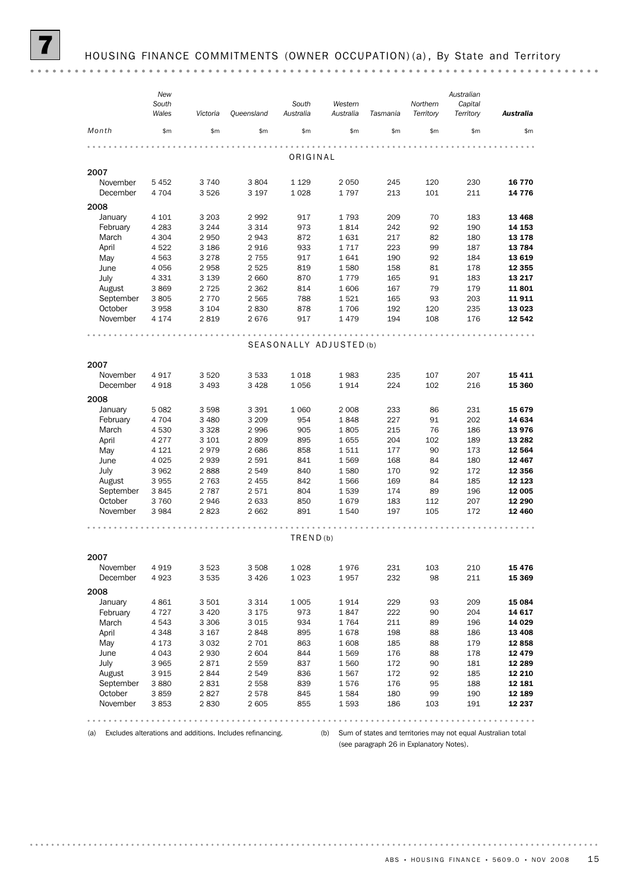## 7 HOUSING FINANCE COMMITMENTS (OWNER OCCUPATION)(a), By State and Territory

| Month | New South Wales | Victoria | Queensland | South Australia | Western Australia | Tasmania | Northern Territory | Australian Capital Territory | Australia |
|---|---|---|---|---|---|---|---|---|---|
| | $m | $m | $m | $m | $m | $m | $m | $m | $m |
| **ORIGINAL** | | | | | | | | | |
| **2007** | | | | | | | | | |
| November | 5 452 | 3 740 | 3 804 | 1 129 | 2 050 | 245 | 120 | 230 | **16 770** |
| December | 4 704 | 3 526 | 3 197 | 1 028 | 1 797 | 213 | 101 | 211 | **14 776** |
| **2008** | | | | | | | | | |
| January | 4 101 | 3 203 | 2 992 | 917 | 1 793 | 209 | 70 | 183 | **13 468** |
| February | 4 283 | 3 244 | 3 314 | 973 | 1 814 | 242 | 92 | 190 | **14 153** |
| March | 4 304 | 2 950 | 2 943 | 872 | 1 631 | 217 | 82 | 180 | **13 178** |
| April | 4 522 | 3 186 | 2 916 | 933 | 1 717 | 223 | 99 | 187 | **13 784** |
| May | 4 563 | 3 278 | 2 755 | 917 | 1 641 | 190 | 92 | 184 | **13 619** |
| June | 4 056 | 2 958 | 2 525 | 819 | 1 580 | 158 | 81 | 178 | **12 355** |
| July | 4 331 | 3 139 | 2 660 | 870 | 1 779 | 165 | 91 | 183 | **13 217** |
| August | 3 869 | 2 725 | 2 362 | 814 | 1 606 | 167 | 79 | 179 | **11 801** |
| September | 3 805 | 2 770 | 2 565 | 788 | 1 521 | 165 | 93 | 203 | **11 911** |
| October | 3 958 | 3 104 | 2 830 | 878 | 1 706 | 192 | 120 | 235 | **13 023** |
| November | 4 174 | 2 819 | 2 676 | 917 | 1 479 | 194 | 108 | 176 | **12 542** |
| **SEASONALLY ADJUSTED(b)** | | | | | | | | | |
| **2007** | | | | | | | | | |
| November | 4 917 | 3 520 | 3 533 | 1 018 | 1 983 | 235 | 107 | 207 | **15 411** |
| December | 4 918 | 3 493 | 3 428 | 1 056 | 1 914 | 224 | 102 | 216 | **15 360** |
| **2008** | | | | | | | | | |
| January | 5 082 | 3 598 | 3 391 | 1 060 | 2 008 | 233 | 86 | 231 | **15 679** |
| February | 4 704 | 3 480 | 3 209 | 954 | 1 848 | 227 | 91 | 202 | **14 634** |
| March | 4 530 | 3 328 | 2 996 | 905 | 1 805 | 215 | 76 | 186 | **13 976** |
| April | 4 277 | 3 101 | 2 809 | 895 | 1 655 | 204 | 102 | 189 | **13 282** |
| May | 4 121 | 2 979 | 2 686 | 858 | 1 511 | 177 | 90 | 173 | **12 564** |
| June | 4 025 | 2 939 | 2 591 | 841 | 1 569 | 168 | 84 | 180 | **12 467** |
| July | 3 962 | 2 888 | 2 549 | 840 | 1 580 | 170 | 92 | 172 | **12 356** |
| August | 3 955 | 2 763 | 2 455 | 842 | 1 566 | 169 | 84 | 185 | **12 123** |
| September | 3 845 | 2 787 | 2 571 | 804 | 1 539 | 174 | 89 | 196 | **12 005** |
| October | 3 760 | 2 946 | 2 633 | 850 | 1 679 | 183 | 112 | 207 | **12 290** |
| November | 3 984 | 2 823 | 2 662 | 891 | 1 540 | 197 | 105 | 172 | **12 460** |
| **TREND(b)** | | | | | | | | | |
| **2007** | | | | | | | | | |
| November | 4 919 | 3 523 | 3 508 | 1 028 | 1 976 | 231 | 103 | 210 | **15 476** |
| December | 4 923 | 3 535 | 3 426 | 1 023 | 1 957 | 232 | 98 | 211 | **15 369** |
| **2008** | | | | | | | | | |
| January | 4 861 | 3 501 | 3 314 | 1 005 | 1 914 | 229 | 93 | 209 | **15 084** |
| February | 4 727 | 3 420 | 3 175 | 973 | 1 847 | 222 | 90 | 204 | **14 617** |
| March | 4 543 | 3 306 | 3 015 | 934 | 1 764 | 211 | 89 | 196 | **14 029** |
| April | 4 348 | 3 167 | 2 848 | 895 | 1 678 | 198 | 88 | 186 | **13 408** |
| May | 4 173 | 3 032 | 2 701 | 863 | 1 608 | 185 | 88 | 179 | **12 858** |
| June | 4 043 | 2 930 | 2 604 | 844 | 1 569 | 176 | 88 | 178 | **12 479** |
| July | 3 965 | 2 871 | 2 559 | 837 | 1 560 | 172 | 90 | 181 | **12 289** |
| August | 3 915 | 2 844 | 2 549 | 836 | 1 567 | 172 | 92 | 185 | **12 210** |
| September | 3 880 | 2 831 | 2 558 | 839 | 1 576 | 176 | 95 | 188 | **12 181** |
| October | 3 859 | 2 827 | 2 578 | 845 | 1 584 | 180 | 99 | 190 | **12 189** |
| November | 3 853 | 2 830 | 2 605 | 855 | 1 593 | 186 | 103 | 191 | **12 237** |

(a) Excludes alterations and additions. Includes refinancing.

(b) Sum of states and territories may not equal Australian total (see paragraph 26 in Explanatory Notes).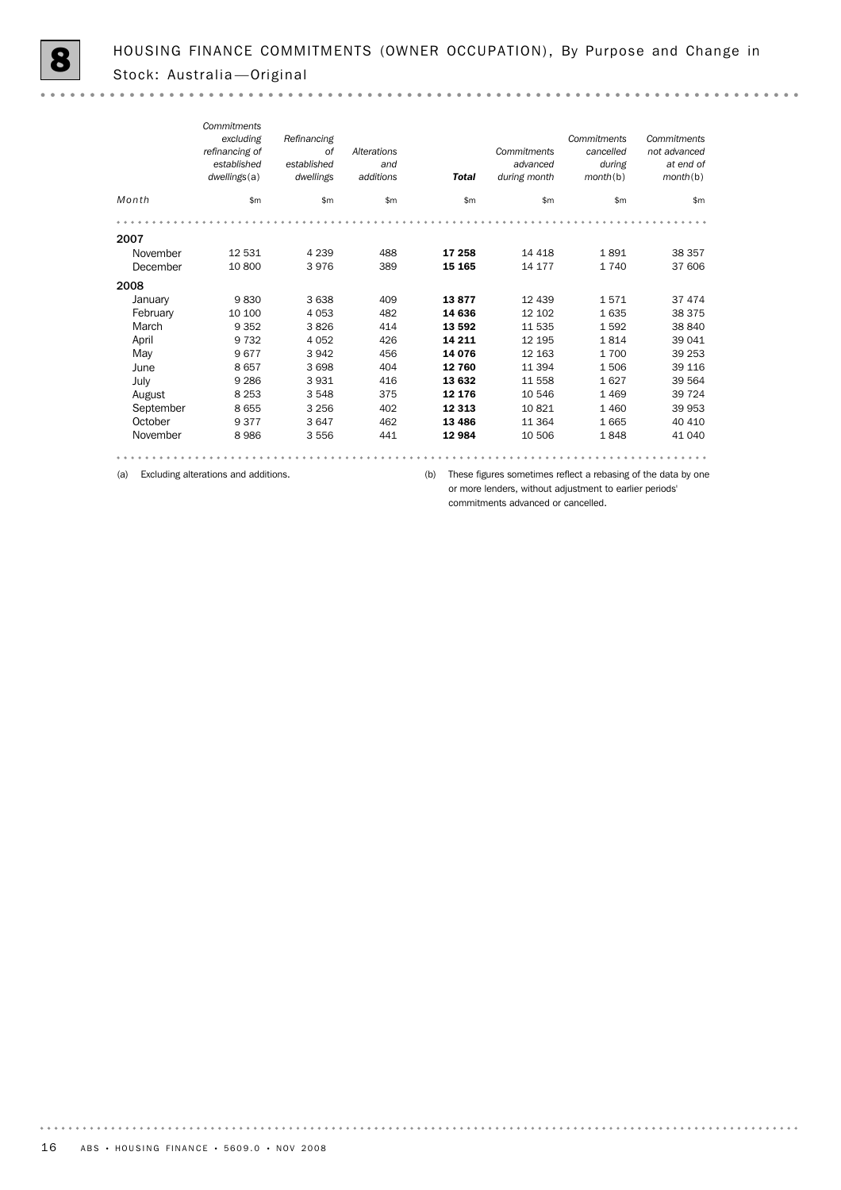# 8 HOUSING FINANCE COMMITMENTS (OWNER OCCUPATION), By Purpose and Change in Stock: Australia—Original

| Month | Commitments excluding refinancing of established dwellings(a) | Refinancing of established dwellings | Alterations and additions | **Total** | Commitments advanced during month | Commitments cancelled during month(b) | Commitments not advanced at end of month(b) |
|---|---|---|---|---|---|---|---|
| | $m | $m | $m | $m | $m | $m | $m |
| **2007** | | | | | | | |
| November | 12 531 | 4 239 | 488 | **17 258** | 14 418 | 1 891 | 38 357 |
| December | 10 800 | 3 976 | 389 | **15 165** | 14 177 | 1 740 | 37 606 |
| **2008** | | | | | | | |
| January | 9 830 | 3 638 | 409 | **13 877** | 12 439 | 1 571 | 37 474 |
| February | 10 100 | 4 053 | 482 | **14 636** | 12 102 | 1 635 | 38 375 |
| March | 9 352 | 3 826 | 414 | **13 592** | 11 535 | 1 592 | 38 840 |
| April | 9 732 | 4 052 | 426 | **14 211** | 12 195 | 1 814 | 39 041 |
| May | 9 677 | 3 942 | 456 | **14 076** | 12 163 | 1 700 | 39 253 |
| June | 8 657 | 3 698 | 404 | **12 760** | 11 394 | 1 506 | 39 116 |
| July | 9 286 | 3 931 | 416 | **13 632** | 11 558 | 1 627 | 39 564 |
| August | 8 253 | 3 548 | 375 | **12 176** | 10 546 | 1 469 | 39 724 |
| September | 8 655 | 3 256 | 402 | **12 313** | 10 821 | 1 460 | 39 953 |
| October | 9 377 | 3 647 | 462 | **13 486** | 11 364 | 1 665 | 40 410 |
| November | 8 986 | 3 556 | 441 | **12 984** | 10 506 | 1 848 | 41 040 |

(a) Excluding alterations and additions.

(b) These figures sometimes reflect a rebasing of the data by one or more lenders, without adjustment to earlier periods' commitments advanced or cancelled.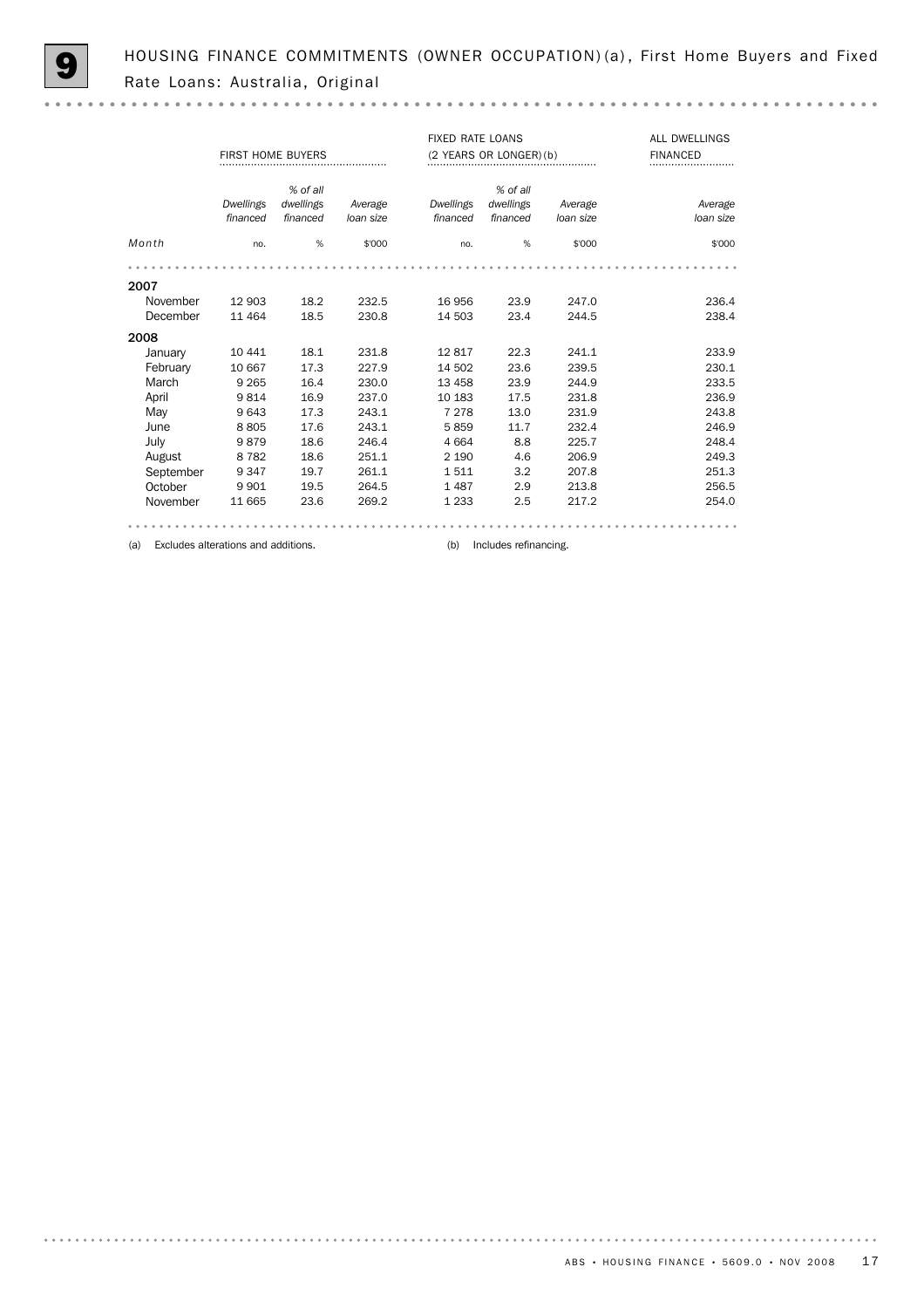# 9 HOUSING FINANCE COMMITMENTS (OWNER OCCUPATION)(a), First Home Buyers and Fixed Rate Loans: Australia, Original

| | FIRST HOME BUYERS | | | FIXED RATE LOANS (2 YEARS OR LONGER)(b) | | | ALL DWELLINGS FINANCED |
|---|---|---|---|---|---|---|---|
| | *Dwellings financed* | *% of all dwellings financed* | *Average loan size* | *Dwellings financed* | *% of all dwellings financed* | *Average loan size* | *Average loan size* |
| *Month* | no. | % | $'000 | no. | % | $'000 | $'000 |
| **2007** | | | | | | | |
| November | 12 903 | 18.2 | 232.5 | 16 956 | 23.9 | 247.0 | 236.4 |
| December | 11 464 | 18.5 | 230.8 | 14 503 | 23.4 | 244.5 | 238.4 |
| **2008** | | | | | | | |
| January | 10 441 | 18.1 | 231.8 | 12 817 | 22.3 | 241.1 | 233.9 |
| February | 10 667 | 17.3 | 227.9 | 14 502 | 23.6 | 239.5 | 230.1 |
| March | 9 265 | 16.4 | 230.0 | 13 458 | 23.9 | 244.9 | 233.5 |
| April | 9 814 | 16.9 | 237.0 | 10 183 | 17.5 | 231.8 | 236.9 |
| May | 9 643 | 17.3 | 243.1 | 7 278 | 13.0 | 231.9 | 243.8 |
| June | 8 805 | 17.6 | 243.1 | 5 859 | 11.7 | 232.4 | 246.9 |
| July | 9 879 | 18.6 | 246.4 | 4 664 | 8.8 | 225.7 | 248.4 |
| August | 8 782 | 18.6 | 251.1 | 2 190 | 4.6 | 206.9 | 249.3 |
| September | 9 347 | 19.7 | 261.1 | 1 511 | 3.2 | 207.8 | 251.3 |
| October | 9 901 | 19.5 | 264.5 | 1 487 | 2.9 | 213.8 | 256.5 |
| November | 11 665 | 23.6 | 269.2 | 1 233 | 2.5 | 217.2 | 254.0 |

(a) Excludes alterations and additions.

(b) Includes refinancing.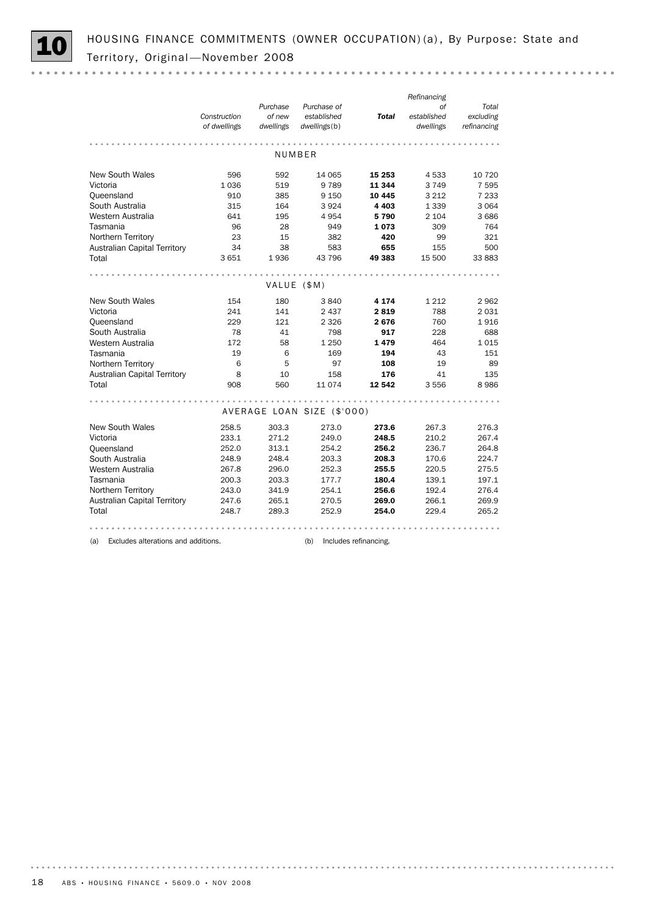# 10 HOUSING FINANCE COMMITMENTS (OWNER OCCUPATION)(a), By Purpose: State and Territory, Original—November 2008

| | *Construction of dwellings* | *Purchase of new dwellings* | *Purchase of established dwellings*(b) | ***Total*** | *Refinancing of established dwellings* | *Total excluding refinancing* |
|---|---|---|---|---|---|---|
| NUMBER | | | | | | |
| New South Wales | 596 | 592 | 14 065 | **15 253** | 4 533 | 10 720 |
| Victoria | 1 036 | 519 | 9 789 | **11 344** | 3 749 | 7 595 |
| Queensland | 910 | 385 | 9 150 | **10 445** | 3 212 | 7 233 |
| South Australia | 315 | 164 | 3 924 | **4 403** | 1 339 | 3 064 |
| Western Australia | 641 | 195 | 4 954 | **5 790** | 2 104 | 3 686 |
| Tasmania | 96 | 28 | 949 | **1 073** | 309 | 764 |
| Northern Territory | 23 | 15 | 382 | **420** | 99 | 321 |
| Australian Capital Territory | 34 | 38 | 583 | **655** | 155 | 500 |
| Total | 3 651 | 1 936 | 43 796 | **49 383** | 15 500 | 33 883 |
| VALUE ($M) | | | | | | |
| New South Wales | 154 | 180 | 3 840 | **4 174** | 1 212 | 2 962 |
| Victoria | 241 | 141 | 2 437 | **2 819** | 788 | 2 031 |
| Queensland | 229 | 121 | 2 326 | **2 676** | 760 | 1 916 |
| South Australia | 78 | 41 | 798 | **917** | 228 | 688 |
| Western Australia | 172 | 58 | 1 250 | **1 479** | 464 | 1 015 |
| Tasmania | 19 | 6 | 169 | **194** | 43 | 151 |
| Northern Territory | 6 | 5 | 97 | **108** | 19 | 89 |
| Australian Capital Territory | 8 | 10 | 158 | **176** | 41 | 135 |
| Total | 908 | 560 | 11 074 | **12 542** | 3 556 | 8 986 |
| AVERAGE LOAN SIZE ($'000) | | | | | | |
| New South Wales | 258.5 | 303.3 | 273.0 | **273.6** | 267.3 | 276.3 |
| Victoria | 233.1 | 271.2 | 249.0 | **248.5** | 210.2 | 267.4 |
| Queensland | 252.0 | 313.1 | 254.2 | **256.2** | 236.7 | 264.8 |
| South Australia | 248.9 | 248.4 | 203.3 | **208.3** | 170.6 | 224.7 |
| Western Australia | 267.8 | 296.0 | 252.3 | **255.5** | 220.5 | 275.5 |
| Tasmania | 200.3 | 203.3 | 177.7 | **180.4** | 139.1 | 197.1 |
| Northern Territory | 243.0 | 341.9 | 254.1 | **256.6** | 192.4 | 276.4 |
| Australian Capital Territory | 247.6 | 265.1 | 270.5 | **269.0** | 266.1 | 269.9 |
| Total | 248.7 | 289.3 | 252.9 | **254.0** | 229.4 | 265.2 |

(a) Excludes alterations and additions.

(b) Includes refinancing.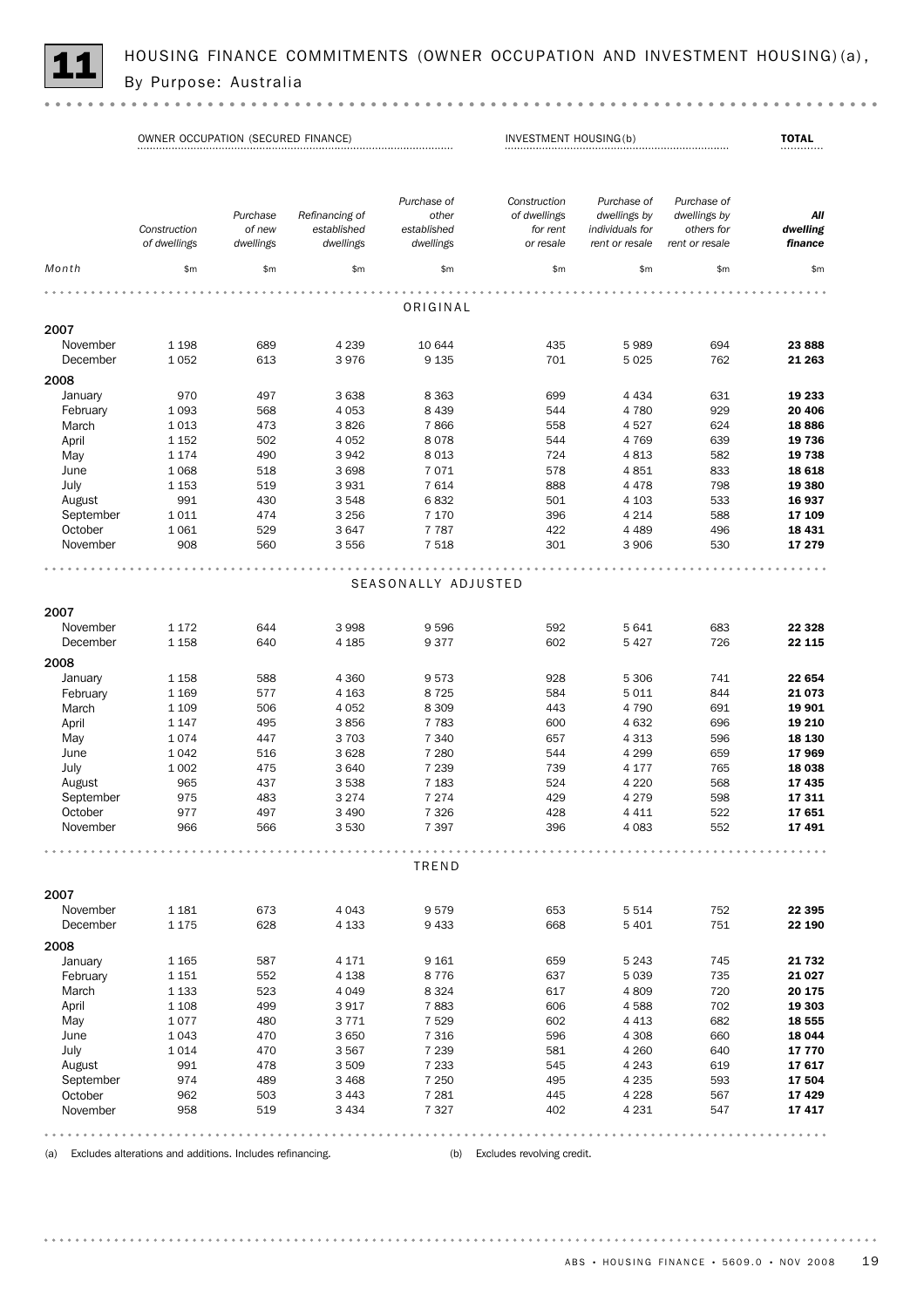# 11 HOUSING FINANCE COMMITMENTS (OWNER OCCUPATION AND INVESTMENT HOUSING)(a), By Purpose: Australia

| | OWNER OCCUPATION (SECURED FINANCE) | | | | INVESTMENT HOUSING(b) | | | TOTAL |
|---|---|---|---|---|---|---|---|---|
| | *Construction of dwellings* | *Purchase of new dwellings* | *Refinancing of established dwellings* | *Purchase of other established dwellings* | *Construction of dwellings for rent or resale* | *Purchase of dwellings by individuals for rent or resale* | *Purchase of dwellings by others for rent or resale* | ***All dwelling finance*** |
| *Month* | $m | $m | $m | $m | $m | $m | $m | $m |
| | | | | ORIGINAL | | | | |
| **2007** | | | | | | | | |
| November | 1 198 | 689 | 4 239 | 10 644 | 435 | 5 989 | 694 | **23 888** |
| December | 1 052 | 613 | 3 976 | 9 135 | 701 | 5 025 | 762 | **21 263** |
| **2008** | | | | | | | | |
| January | 970 | 497 | 3 638 | 8 363 | 699 | 4 434 | 631 | **19 233** |
| February | 1 093 | 568 | 4 053 | 8 439 | 544 | 4 780 | 929 | **20 406** |
| March | 1 013 | 473 | 3 826 | 7 866 | 558 | 4 527 | 624 | **18 886** |
| April | 1 152 | 502 | 4 052 | 8 078 | 544 | 4 769 | 639 | **19 736** |
| May | 1 174 | 490 | 3 942 | 8 013 | 724 | 4 813 | 582 | **19 738** |
| June | 1 068 | 518 | 3 698 | 7 071 | 578 | 4 851 | 833 | **18 618** |
| July | 1 153 | 519 | 3 931 | 7 614 | 888 | 4 478 | 798 | **19 380** |
| August | 991 | 430 | 3 548 | 6 832 | 501 | 4 103 | 533 | **16 937** |
| September | 1 011 | 474 | 3 256 | 7 170 | 396 | 4 214 | 588 | **17 109** |
| October | 1 061 | 529 | 3 647 | 7 787 | 422 | 4 489 | 496 | **18 431** |
| November | 908 | 560 | 3 556 | 7 518 | 301 | 3 906 | 530 | **17 279** |
| | | | | SEASONALLY ADJUSTED | | | | |
| **2007** | | | | | | | | |
| November | 1 172 | 644 | 3 998 | 9 596 | 592 | 5 641 | 683 | **22 328** |
| December | 1 158 | 640 | 4 185 | 9 377 | 602 | 5 427 | 726 | **22 115** |
| **2008** | | | | | | | | |
| January | 1 158 | 588 | 4 360 | 9 573 | 928 | 5 306 | 741 | **22 654** |
| February | 1 169 | 577 | 4 163 | 8 725 | 584 | 5 011 | 844 | **21 073** |
| March | 1 109 | 506 | 4 052 | 8 309 | 443 | 4 790 | 691 | **19 901** |
| April | 1 147 | 495 | 3 856 | 7 783 | 600 | 4 632 | 696 | **19 210** |
| May | 1 074 | 447 | 3 703 | 7 340 | 657 | 4 313 | 596 | **18 130** |
| June | 1 042 | 516 | 3 628 | 7 280 | 544 | 4 299 | 659 | **17 969** |
| July | 1 002 | 475 | 3 640 | 7 239 | 739 | 4 177 | 765 | **18 038** |
| August | 965 | 437 | 3 538 | 7 183 | 524 | 4 220 | 568 | **17 435** |
| September | 975 | 483 | 3 274 | 7 274 | 429 | 4 279 | 598 | **17 311** |
| October | 977 | 497 | 3 490 | 7 326 | 428 | 4 411 | 522 | **17 651** |
| November | 966 | 566 | 3 530 | 7 397 | 396 | 4 083 | 552 | **17 491** |
| | | | | TREND | | | | |
| **2007** | | | | | | | | |
| November | 1 181 | 673 | 4 043 | 9 579 | 653 | 5 514 | 752 | **22 395** |
| December | 1 175 | 628 | 4 133 | 9 433 | 668 | 5 401 | 751 | **22 190** |
| **2008** | | | | | | | | |
| January | 1 165 | 587 | 4 171 | 9 161 | 659 | 5 243 | 745 | **21 732** |
| February | 1 151 | 552 | 4 138 | 8 776 | 637 | 5 039 | 735 | **21 027** |
| March | 1 133 | 523 | 4 049 | 8 324 | 617 | 4 809 | 720 | **20 175** |
| April | 1 108 | 499 | 3 917 | 7 883 | 606 | 4 588 | 702 | **19 303** |
| May | 1 077 | 480 | 3 771 | 7 529 | 602 | 4 413 | 682 | **18 555** |
| June | 1 043 | 470 | 3 650 | 7 316 | 596 | 4 308 | 660 | **18 044** |
| July | 1 014 | 470 | 3 567 | 7 239 | 581 | 4 260 | 640 | **17 770** |
| August | 991 | 478 | 3 509 | 7 233 | 545 | 4 243 | 619 | **17 617** |
| September | 974 | 489 | 3 468 | 7 250 | 495 | 4 235 | 593 | **17 504** |
| October | 962 | 503 | 3 443 | 7 281 | 445 | 4 228 | 567 | **17 429** |
| November | 958 | 519 | 3 434 | 7 327 | 402 | 4 231 | 547 | **17 417** |

(a) Excludes alterations and additions. Includes refinancing.

(b) Excludes revolving credit.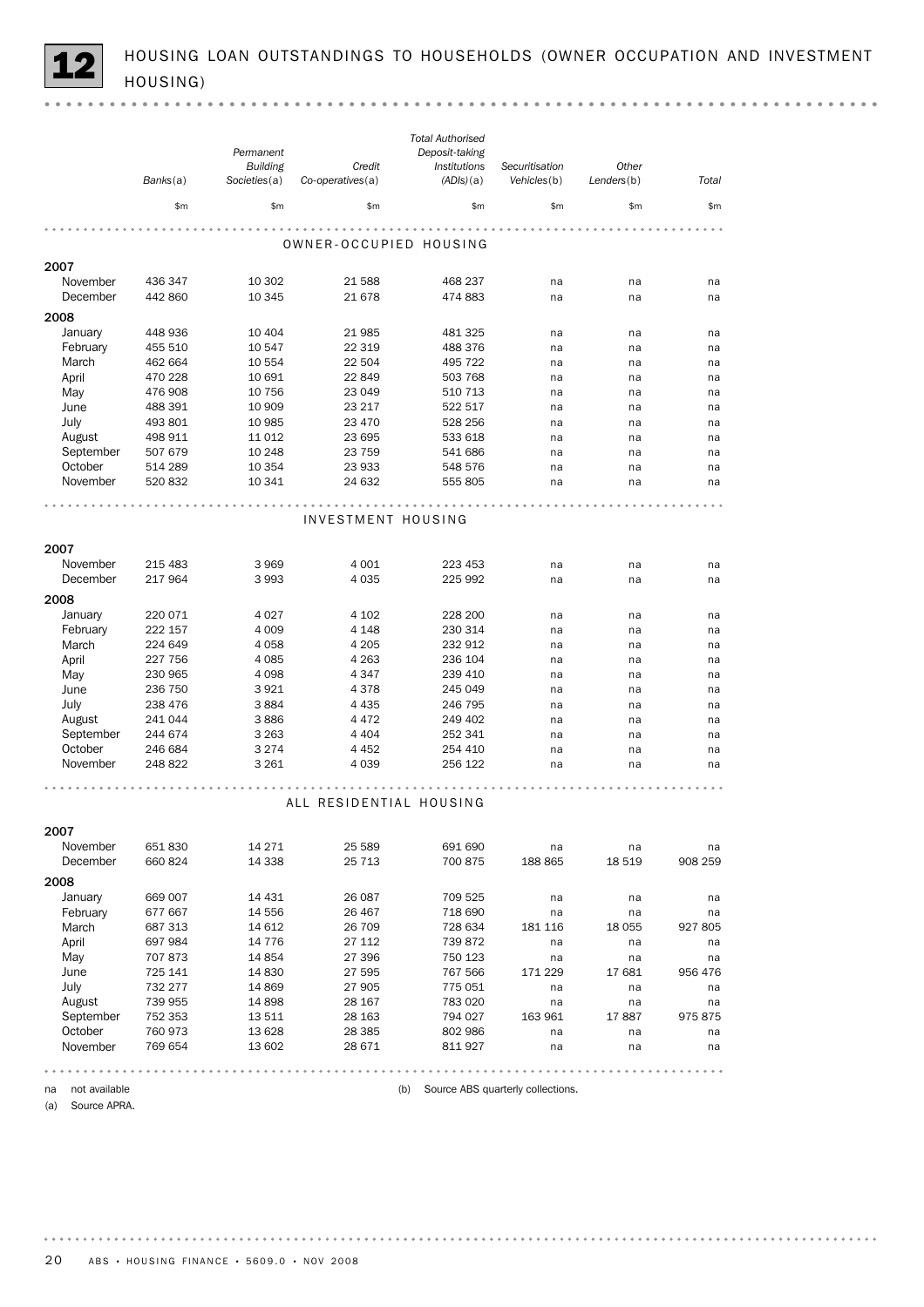## 12 HOUSING LOAN OUTSTANDINGS TO HOUSEHOLDS (OWNER OCCUPATION AND INVESTMENT HOUSING)

| | Banks(a) | Permanent Building Societies(a) | Credit Co-operatives(a) | Total Authorised Deposit-taking Institutions (ADIs)(a) | Securitisation Vehicles(b) | Other Lenders(b) | Total |
|---|---|---|---|---|---|---|---|
| | $m | $m | $m | $m | $m | $m | $m |
| **OWNER-OCCUPIED HOUSING** | | | | | | | |
| **2007** | | | | | | | |
| November | 436 347 | 10 302 | 21 588 | 468 237 | na | na | na |
| December | 442 860 | 10 345 | 21 678 | 474 883 | na | na | na |
| **2008** | | | | | | | |
| January | 448 936 | 10 404 | 21 985 | 481 325 | na | na | na |
| February | 455 510 | 10 547 | 22 319 | 488 376 | na | na | na |
| March | 462 664 | 10 554 | 22 504 | 495 722 | na | na | na |
| April | 470 228 | 10 691 | 22 849 | 503 768 | na | na | na |
| May | 476 908 | 10 756 | 23 049 | 510 713 | na | na | na |
| June | 488 391 | 10 909 | 23 217 | 522 517 | na | na | na |
| July | 493 801 | 10 985 | 23 470 | 528 256 | na | na | na |
| August | 498 911 | 11 012 | 23 695 | 533 618 | na | na | na |
| September | 507 679 | 10 248 | 23 759 | 541 686 | na | na | na |
| October | 514 289 | 10 354 | 23 933 | 548 576 | na | na | na |
| November | 520 832 | 10 341 | 24 632 | 555 805 | na | na | na |
| **INVESTMENT HOUSING** | | | | | | | |
| **2007** | | | | | | | |
| November | 215 483 | 3 969 | 4 001 | 223 453 | na | na | na |
| December | 217 964 | 3 993 | 4 035 | 225 992 | na | na | na |
| **2008** | | | | | | | |
| January | 220 071 | 4 027 | 4 102 | 228 200 | na | na | na |
| February | 222 157 | 4 009 | 4 148 | 230 314 | na | na | na |
| March | 224 649 | 4 058 | 4 205 | 232 912 | na | na | na |
| April | 227 756 | 4 085 | 4 263 | 236 104 | na | na | na |
| May | 230 965 | 4 098 | 4 347 | 239 410 | na | na | na |
| June | 236 750 | 3 921 | 4 378 | 245 049 | na | na | na |
| July | 238 476 | 3 884 | 4 435 | 246 795 | na | na | na |
| August | 241 044 | 3 886 | 4 472 | 249 402 | na | na | na |
| September | 244 674 | 3 263 | 4 404 | 252 341 | na | na | na |
| October | 246 684 | 3 274 | 4 452 | 254 410 | na | na | na |
| November | 248 822 | 3 261 | 4 039 | 256 122 | na | na | na |
| **ALL RESIDENTIAL HOUSING** | | | | | | | |
| **2007** | | | | | | | |
| November | 651 830 | 14 271 | 25 589 | 691 690 | na | na | na |
| December | 660 824 | 14 338 | 25 713 | 700 875 | 188 865 | 18 519 | 908 259 |
| **2008** | | | | | | | |
| January | 669 007 | 14 431 | 26 087 | 709 525 | na | na | na |
| February | 677 667 | 14 556 | 26 467 | 718 690 | na | na | na |
| March | 687 313 | 14 612 | 26 709 | 728 634 | 181 116 | 18 055 | 927 805 |
| April | 697 984 | 14 776 | 27 112 | 739 872 | na | na | na |
| May | 707 873 | 14 854 | 27 396 | 750 123 | na | na | na |
| June | 725 141 | 14 830 | 27 595 | 767 566 | 171 229 | 17 681 | 956 476 |
| July | 732 277 | 14 869 | 27 905 | 775 051 | na | na | na |
| August | 739 955 | 14 898 | 28 167 | 783 020 | na | na | na |
| September | 752 353 | 13 511 | 28 163 | 794 027 | 163 961 | 17 887 | 975 875 |
| October | 760 973 | 13 628 | 28 385 | 802 986 | na | na | na |
| November | 769 654 | 13 602 | 28 671 | 811 927 | na | na | na |

na not available

(a) Source APRA.

(b) Source ABS quarterly collections.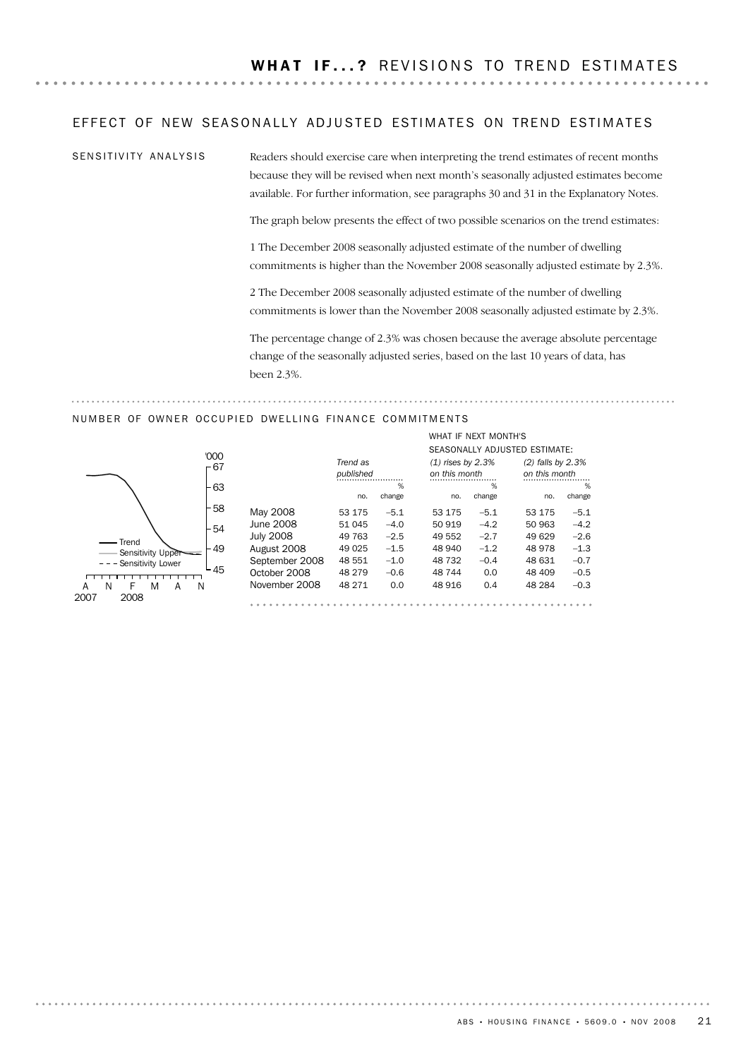# WHAT IF...? REVISIONS TO TREND ESTIMATES

## EFFECT OF NEW SEASONALLY ADJUSTED ESTIMATES ON TREND ESTIMATES

### SENSITIVITY ANALYSIS

Readers should exercise care when interpreting the trend estimates of recent months because they will be revised when next month's seasonally adjusted estimates become available. For further information, see paragraphs 30 and 31 in the Explanatory Notes.

The graph below presents the effect of two possible scenarios on the trend estimates:

1 The December 2008 seasonally adjusted estimate of the number of dwelling commitments is higher than the November 2008 seasonally adjusted estimate by 2.3%.

2 The December 2008 seasonally adjusted estimate of the number of dwelling commitments is lower than the November 2008 seasonally adjusted estimate by 2.3%.

The percentage change of 2.3% was chosen because the average absolute percentage change of the seasonally adjusted series, based on the last 10 years of data, has been 2.3%.

## NUMBER OF OWNER OCCUPIED DWELLING FINANCE COMMITMENTS

| | *Trend as published* | | WHAT IF NEXT MONTH'S SEASONALLY ADJUSTED ESTIMATE: *(1) rises by 2.3% on this month* | | *(2) falls by 2.3% on this month* | |
|---|---|---|---|---|---|---|
| | no. | % change | no. | % change | no. | % change |
| May 2008 | 53 175 | –5.1 | 53 175 | –5.1 | 53 175 | –5.1 |
| June 2008 | 51 045 | –4.0 | 50 919 | –4.2 | 50 963 | –4.2 |
| July 2008 | 49 763 | –2.5 | 49 552 | –2.7 | 49 629 | –2.6 |
| August 2008 | 49 025 | –1.5 | 48 940 | –1.2 | 48 978 | –1.3 |
| September 2008 | 48 551 | –1.0 | 48 732 | –0.4 | 48 631 | –0.7 |
| October 2008 | 48 279 | –0.6 | 48 744 | 0.0 | 48 409 | –0.5 |
| November 2008 | 48 271 | 0.0 | 48 916 | 0.4 | 48 284 | –0.3 |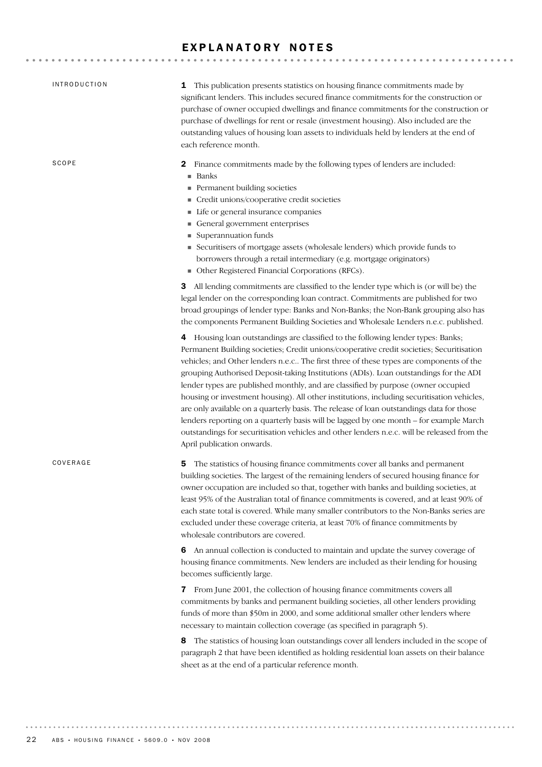# EXPLANATORY NOTES

## INTRODUCTION

**1** This publication presents statistics on housing finance commitments made by significant lenders. This includes secured finance commitments for the construction or purchase of owner occupied dwellings and finance commitments for the construction or purchase of dwellings for rent or resale (investment housing). Also included are the outstanding values of housing loan assets to individuals held by lenders at the end of each reference month.

## SCOPE

**2** Finance commitments made by the following types of lenders are included:

- Banks
- Permanent building societies
- Credit unions/cooperative credit societies
- Life or general insurance companies
- General government enterprises
- Superannuation funds
- Securitisers of mortgage assets (wholesale lenders) which provide funds to borrowers through a retail intermediary (e.g. mortgage originators)
- Other Registered Financial Corporations (RFCs).

**3** All lending commitments are classified to the lender type which is (or will be) the legal lender on the corresponding loan contract. Commitments are published for two broad groupings of lender type: Banks and Non-Banks; the Non-Bank grouping also has the components Permanent Building Societies and Wholesale Lenders n.e.c. published.

**4** Housing loan outstandings are classified to the following lender types: Banks; Permanent Building societies; Credit unions/cooperative credit societies; Securitisation vehicles; and Other lenders n.e.c.. The first three of these types are components of the grouping Authorised Deposit-taking Institutions (ADIs). Loan outstandings for the ADI lender types are published monthly, and are classified by purpose (owner occupied housing or investment housing). All other institutions, including securitisation vehicles, are only available on a quarterly basis. The release of loan outstandings data for those lenders reporting on a quarterly basis will be lagged by one month – for example March outstandings for securitisation vehicles and other lenders n.e.c. will be released from the April publication onwards.

## COVERAGE

**5** The statistics of housing finance commitments cover all banks and permanent building societies. The largest of the remaining lenders of secured housing finance for owner occupation are included so that, together with banks and building societies, at least 95% of the Australian total of finance commitments is covered, and at least 90% of each state total is covered. While many smaller contributors to the Non-Banks series are excluded under these coverage criteria, at least 70% of finance commitments by wholesale contributors are covered.

**6** An annual collection is conducted to maintain and update the survey coverage of housing finance commitments. New lenders are included as their lending for housing becomes sufficiently large.

**7** From June 2001, the collection of housing finance commitments covers all commitments by banks and permanent building societies, all other lenders providing funds of more than $50m in 2000, and some additional smaller other lenders where necessary to maintain collection coverage (as specified in paragraph 5).

**8** The statistics of housing loan outstandings cover all lenders included in the scope of paragraph 2 that have been identified as holding residential loan assets on their balance sheet as at the end of a particular reference month.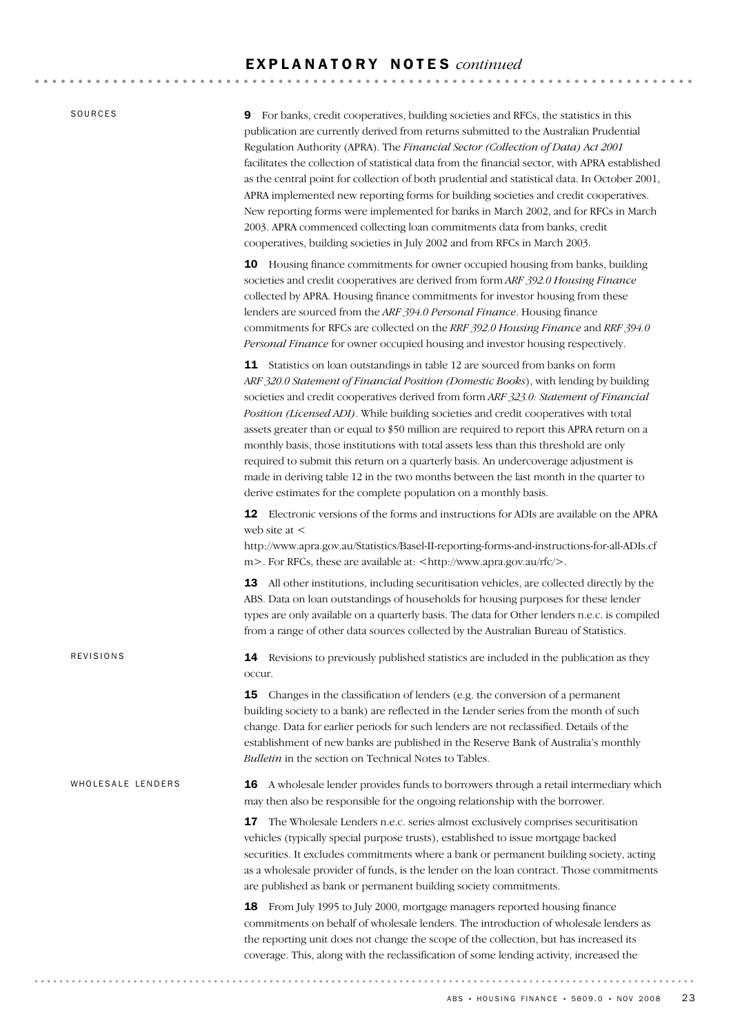## EXPLANATORY NOTES *continued*

### SOURCES

**9** For banks, credit cooperatives, building societies and RFCs, the statistics in this publication are currently derived from returns submitted to the Australian Prudential Regulation Authority (APRA). The *Financial Sector (Collection of Data) Act 2001* facilitates the collection of statistical data from the financial sector, with APRA established as the central point for collection of both prudential and statistical data. In October 2001, APRA implemented new reporting forms for building societies and credit cooperatives. New reporting forms were implemented for banks in March 2002, and for RFCs in March 2003. APRA commenced collecting loan commitments data from banks, credit cooperatives, building societies in July 2002 and from RFCs in March 2003.

**10** Housing finance commitments for owner occupied housing from banks, building societies and credit cooperatives are derived from form *ARF 392.0 Housing Finance* collected by APRA. Housing finance commitments for investor housing from these lenders are sourced from the *ARF 394.0 Personal Finance*. Housing finance commitments for RFCs are collected on the *RRF 392.0 Housing Finance* and *RRF 394.0 Personal Finance* for owner occupied housing and investor housing respectively.

**11** Statistics on loan outstandings in table 12 are sourced from banks on form *ARF 320.0 Statement of Financial Position (Domestic Books)*, with lending by building societies and credit cooperatives derived from form *ARF 323.0: Statement of Financial Position (Licensed ADI)*. While building societies and credit cooperatives with total assets greater than or equal to $50 million are required to report this APRA return on a monthly basis, those institutions with total assets less than this threshold are only required to submit this return on a quarterly basis. An undercoverage adjustment is made in deriving table 12 in the two months between the last month in the quarter to derive estimates for the complete population on a monthly basis.

**12** Electronic versions of the forms and instructions for ADIs are available on the APRA web site at <http://www.apra.gov.au/Statistics/Basel-II-reporting-forms-and-instructions-for-all-ADIs.cfm>. For RFCs, these are available at: <http://www.apra.gov.au/rfc/>.

**13** All other institutions, including securitisation vehicles, are collected directly by the ABS. Data on loan outstandings of households for housing purposes for these lender types are only available on a quarterly basis. The data for Other lenders n.e.c. is compiled from a range of other data sources collected by the Australian Bureau of Statistics.

### REVISIONS

**14** Revisions to previously published statistics are included in the publication as they occur.

**15** Changes in the classification of lenders (e.g. the conversion of a permanent building society to a bank) are reflected in the Lender series from the month of such change. Data for earlier periods for such lenders are not reclassified. Details of the establishment of new banks are published in the Reserve Bank of Australia's monthly *Bulletin* in the section on Technical Notes to Tables.

### WHOLESALE LENDERS

**16** A wholesale lender provides funds to borrowers through a retail intermediary which may then also be responsible for the ongoing relationship with the borrower.

**17** The Wholesale Lenders n.e.c. series almost exclusively comprises securitisation vehicles (typically special purpose trusts), established to issue mortgage backed securities. It excludes commitments where a bank or permanent building society, acting as a wholesale provider of funds, is the lender on the loan contract. Those commitments are published as bank or permanent building society commitments.

**18** From July 1995 to July 2000, mortgage managers reported housing finance commitments on behalf of wholesale lenders. The introduction of wholesale lenders as the reporting unit does not change the scope of the collection, but has increased its coverage. This, along with the reclassification of some lending activity, increased the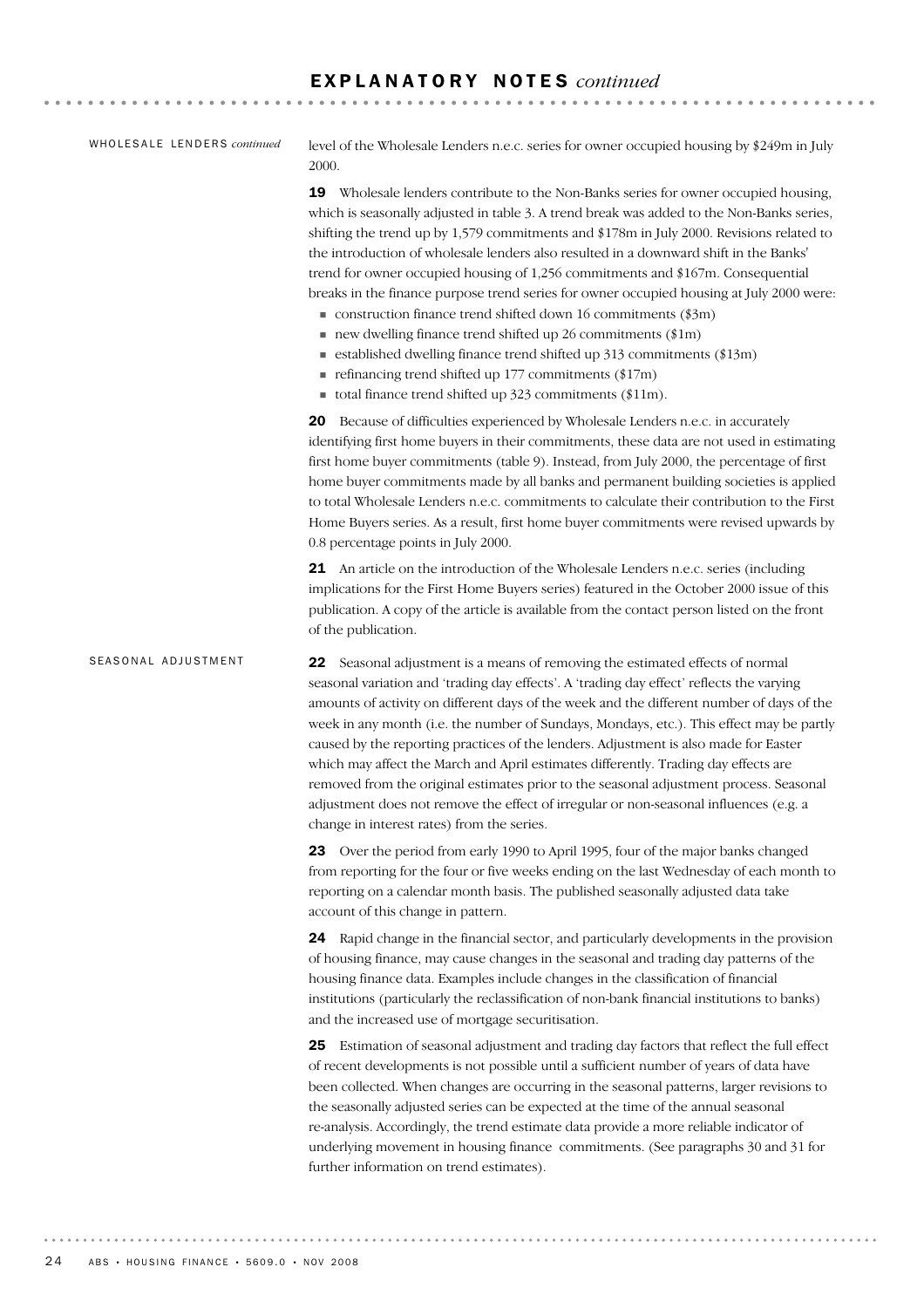## EXPLANATORY NOTES *continued*

### WHOLESALE LENDERS *continued*

level of the Wholesale Lenders n.e.c. series for owner occupied housing by $249m in July 2000.

**19** Wholesale lenders contribute to the Non-Banks series for owner occupied housing, which is seasonally adjusted in table 3. A trend break was added to the Non-Banks series, shifting the trend up by 1,579 commitments and $178m in July 2000. Revisions related to the introduction of wholesale lenders also resulted in a downward shift in the Banks' trend for owner occupied housing of 1,256 commitments and $167m. Consequential breaks in the finance purpose trend series for owner occupied housing at July 2000 were:

- construction finance trend shifted down 16 commitments ($3m)
- new dwelling finance trend shifted up 26 commitments ($1m)
- established dwelling finance trend shifted up 313 commitments ($13m)
- refinancing trend shifted up 177 commitments ($17m)
- total finance trend shifted up 323 commitments ($11m).

**20** Because of difficulties experienced by Wholesale Lenders n.e.c. in accurately identifying first home buyers in their commitments, these data are not used in estimating first home buyer commitments (table 9). Instead, from July 2000, the percentage of first home buyer commitments made by all banks and permanent building societies is applied to total Wholesale Lenders n.e.c. commitments to calculate their contribution to the First Home Buyers series. As a result, first home buyer commitments were revised upwards by 0.8 percentage points in July 2000.

**21** An article on the introduction of the Wholesale Lenders n.e.c. series (including implications for the First Home Buyers series) featured in the October 2000 issue of this publication. A copy of the article is available from the contact person listed on the front of the publication.

### SEASONAL ADJUSTMENT

**22** Seasonal adjustment is a means of removing the estimated effects of normal seasonal variation and 'trading day effects'. A 'trading day effect' reflects the varying amounts of activity on different days of the week and the different number of days of the week in any month (i.e. the number of Sundays, Mondays, etc.). This effect may be partly caused by the reporting practices of the lenders. Adjustment is also made for Easter which may affect the March and April estimates differently. Trading day effects are removed from the original estimates prior to the seasonal adjustment process. Seasonal adjustment does not remove the effect of irregular or non-seasonal influences (e.g. a change in interest rates) from the series.

**23** Over the period from early 1990 to April 1995, four of the major banks changed from reporting for the four or five weeks ending on the last Wednesday of each month to reporting on a calendar month basis. The published seasonally adjusted data take account of this change in pattern.

**24** Rapid change in the financial sector, and particularly developments in the provision of housing finance, may cause changes in the seasonal and trading day patterns of the housing finance data. Examples include changes in the classification of financial institutions (particularly the reclassification of non-bank financial institutions to banks) and the increased use of mortgage securitisation.

**25** Estimation of seasonal adjustment and trading day factors that reflect the full effect of recent developments is not possible until a sufficient number of years of data have been collected. When changes are occurring in the seasonal patterns, larger revisions to the seasonally adjusted series can be expected at the time of the annual seasonal re-analysis. Accordingly, the trend estimate data provide a more reliable indicator of underlying movement in housing finance commitments. (See paragraphs 30 and 31 for further information on trend estimates).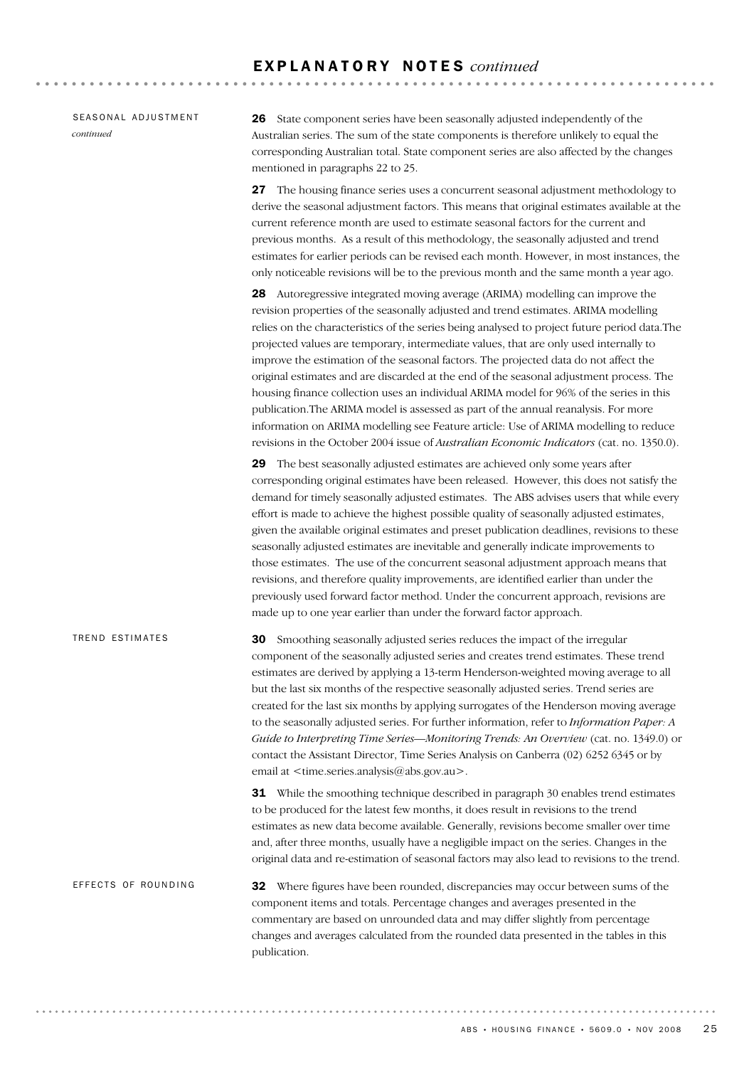## EXPLANATORY NOTES *continued*

### SEASONAL ADJUSTMENT *continued*

**26** State component series have been seasonally adjusted independently of the Australian series. The sum of the state components is therefore unlikely to equal the corresponding Australian total. State component series are also affected by the changes mentioned in paragraphs 22 to 25.

**27** The housing finance series uses a concurrent seasonal adjustment methodology to derive the seasonal adjustment factors. This means that original estimates available at the current reference month are used to estimate seasonal factors for the current and previous months. As a result of this methodology, the seasonally adjusted and trend estimates for earlier periods can be revised each month. However, in most instances, the only noticeable revisions will be to the previous month and the same month a year ago.

**28** Autoregressive integrated moving average (ARIMA) modelling can improve the revision properties of the seasonally adjusted and trend estimates. ARIMA modelling relies on the characteristics of the series being analysed to project future period data.The projected values are temporary, intermediate values, that are only used internally to improve the estimation of the seasonal factors. The projected data do not affect the original estimates and are discarded at the end of the seasonal adjustment process. The housing finance collection uses an individual ARIMA model for 96% of the series in this publication.The ARIMA model is assessed as part of the annual reanalysis. For more information on ARIMA modelling see Feature article: Use of ARIMA modelling to reduce revisions in the October 2004 issue of *Australian Economic Indicators* (cat. no. 1350.0).

**29** The best seasonally adjusted estimates are achieved only some years after corresponding original estimates have been released. However, this does not satisfy the demand for timely seasonally adjusted estimates. The ABS advises users that while every effort is made to achieve the highest possible quality of seasonally adjusted estimates, given the available original estimates and preset publication deadlines, revisions to these seasonally adjusted estimates are inevitable and generally indicate improvements to those estimates. The use of the concurrent seasonal adjustment approach means that revisions, and therefore quality improvements, are identified earlier than under the previously used forward factor method. Under the concurrent approach, revisions are made up to one year earlier than under the forward factor approach.

### TREND ESTIMATES

**30** Smoothing seasonally adjusted series reduces the impact of the irregular component of the seasonally adjusted series and creates trend estimates. These trend estimates are derived by applying a 13-term Henderson-weighted moving average to all but the last six months of the respective seasonally adjusted series. Trend series are created for the last six months by applying surrogates of the Henderson moving average to the seasonally adjusted series. For further information, refer to *Information Paper: A Guide to Interpreting Time Series—Monitoring Trends: An Overview* (cat. no. 1349.0) or contact the Assistant Director, Time Series Analysis on Canberra (02) 6252 6345 or by email at <time.series.analysis@abs.gov.au>.

**31** While the smoothing technique described in paragraph 30 enables trend estimates to be produced for the latest few months, it does result in revisions to the trend estimates as new data become available. Generally, revisions become smaller over time and, after three months, usually have a negligible impact on the series. Changes in the original data and re-estimation of seasonal factors may also lead to revisions to the trend.

### EFFECTS OF ROUNDING

**32** Where figures have been rounded, discrepancies may occur between sums of the component items and totals. Percentage changes and averages presented in the commentary are based on unrounded data and may differ slightly from percentage changes and averages calculated from the rounded data presented in the tables in this publication.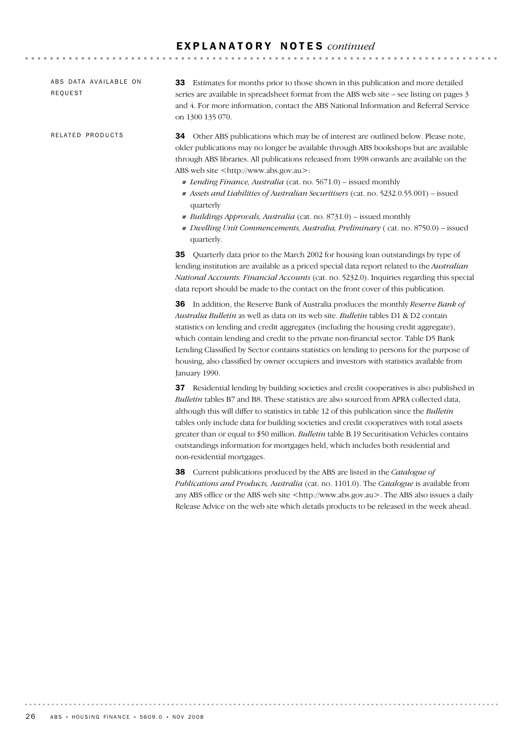# EXPLANATORY NOTES *continued*

## ABS DATA AVAILABLE ON REQUEST

**33** Estimates for months prior to those shown in this publication and more detailed series are available in spreadsheet format from the ABS web site – see listing on pages 3 and 4. For more information, contact the ABS National Information and Referral Service on 1300 135 070.

## RELATED PRODUCTS

**34** Other ABS publications which may be of interest are outlined below. Please note, older publications may no longer be available through ABS bookshops but are available through ABS libraries. All publications released from 1998 onwards are available on the ABS web site <http://www.abs.gov.au>:

- *Lending Finance, Australia* (cat. no. 5671.0) – issued monthly
- *Assets and Liabilities of Australian Securitisers* (cat. no. 5232.0.55.001) – issued quarterly
- *Buildings Approvals, Australia* (cat. no. 8731.0) – issued monthly
- *Dwelling Unit Commencements, Australia, Preliminary* ( cat. no. 8750.0) – issued quarterly.

**35** Quarterly data prior to the March 2002 for housing loan outstandings by type of lending institution are available as a priced special data report related to the *Australian National Accounts: Financial Accounts* (cat. no. 5232.0). Inquiries regarding this special data report should be made to the contact on the front cover of this publication.

**36** In addition, the Reserve Bank of Australia produces the monthly *Reserve Bank of Australia Bulletin* as well as data on its web site. *Bulletin* tables D1 & D2 contain statistics on lending and credit aggregates (including the housing credit aggregate), which contain lending and credit to the private non-financial sector. Table D5 Bank Lending Classified by Sector contains statistics on lending to persons for the purpose of housing, also classified by owner occupiers and investors with statistics available from January 1990.

**37** Residential lending by building societies and credit cooperatives is also published in *Bulletin* tables B7 and B8. These statistics are also sourced from APRA collected data, although this will differ to statistics in table 12 of this publication since the *Bulletin* tables only include data for building societies and credit cooperatives with total assets greater than or equal to $50 million. *Bulletin* table B.19 Securitisation Vehicles contains outstandings information for mortgages held, which includes both residential and non-residential mortgages.

**38** Current publications produced by the ABS are listed in the *Catalogue of Publications and Products, Australia* (cat. no. 1101.0). The *Catalogue* is available from any ABS office or the ABS web site <http://www.abs.gov.au>. The ABS also issues a daily Release Advice on the web site which details products to be released in the week ahead.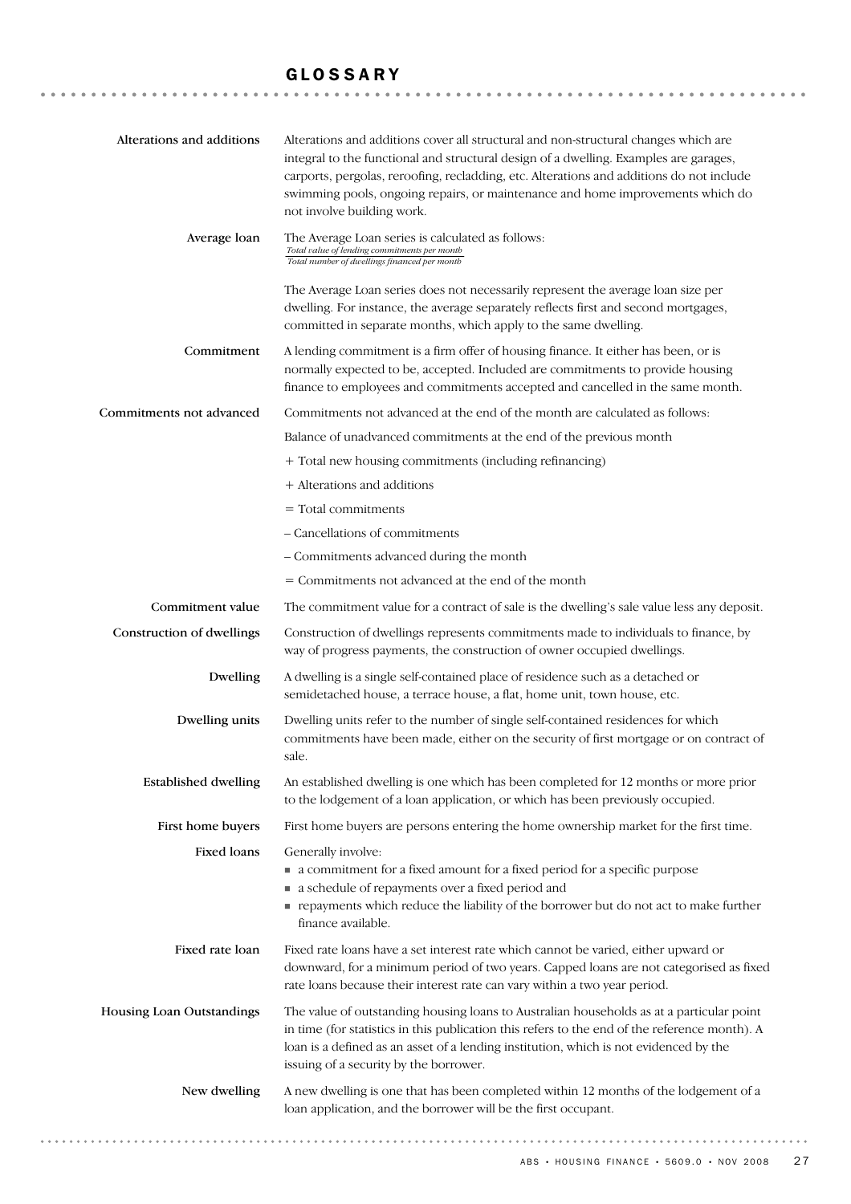# GLOSSARY

**Alterations and additions**

Alterations and additions cover all structural and non-structural changes which are integral to the functional and structural design of a dwelling. Examples are garages, carports, pergolas, reroofing, recladding, etc. Alterations and additions do not include swimming pools, ongoing repairs, or maintenance and home improvements which do not involve building work.

**Average loan**

The Average Loan series is calculated as follows:

$$\frac{\textit{Total value of lending commitments per month}}{\textit{Total number of dwellings financed per month}}$$

The Average Loan series does not necessarily represent the average loan size per dwelling. For instance, the average separately reflects first and second mortgages, committed in separate months, which apply to the same dwelling.

**Commitment**

A lending commitment is a firm offer of housing finance. It either has been, or is normally expected to be, accepted. Included are commitments to provide housing finance to employees and commitments accepted and cancelled in the same month.

**Commitments not advanced**

Commitments not advanced at the end of the month are calculated as follows:

Balance of unadvanced commitments at the end of the previous month

+ Total new housing commitments (including refinancing)

+ Alterations and additions

= Total commitments

– Cancellations of commitments

– Commitments advanced during the month

= Commitments not advanced at the end of the month

**Commitment value**

The commitment value for a contract of sale is the dwelling's sale value less any deposit.

**Construction of dwellings**

Construction of dwellings represents commitments made to individuals to finance, by way of progress payments, the construction of owner occupied dwellings.

**Dwelling**

A dwelling is a single self-contained place of residence such as a detached or semidetached house, a terrace house, a flat, home unit, town house, etc.

**Dwelling units**

Dwelling units refer to the number of single self-contained residences for which commitments have been made, either on the security of first mortgage or on contract of sale.

**Established dwelling**

An established dwelling is one which has been completed for 12 months or more prior to the lodgement of a loan application, or which has been previously occupied.

**First home buyers**

First home buyers are persons entering the home ownership market for the first time.

**Fixed loans**

Generally involve:

- a commitment for a fixed amount for a fixed period for a specific purpose
- a schedule of repayments over a fixed period and
- repayments which reduce the liability of the borrower but do not act to make further finance available.

**Fixed rate loan**

Fixed rate loans have a set interest rate which cannot be varied, either upward or downward, for a minimum period of two years. Capped loans are not categorised as fixed rate loans because their interest rate can vary within a two year period.

**Housing Loan Outstandings**

The value of outstanding housing loans to Australian households as at a particular point in time (for statistics in this publication this refers to the end of the reference month). A loan is a defined as an asset of a lending institution, which is not evidenced by the issuing of a security by the borrower.

**New dwelling**

A new dwelling is one that has been completed within 12 months of the lodgement of a loan application, and the borrower will be the first occupant.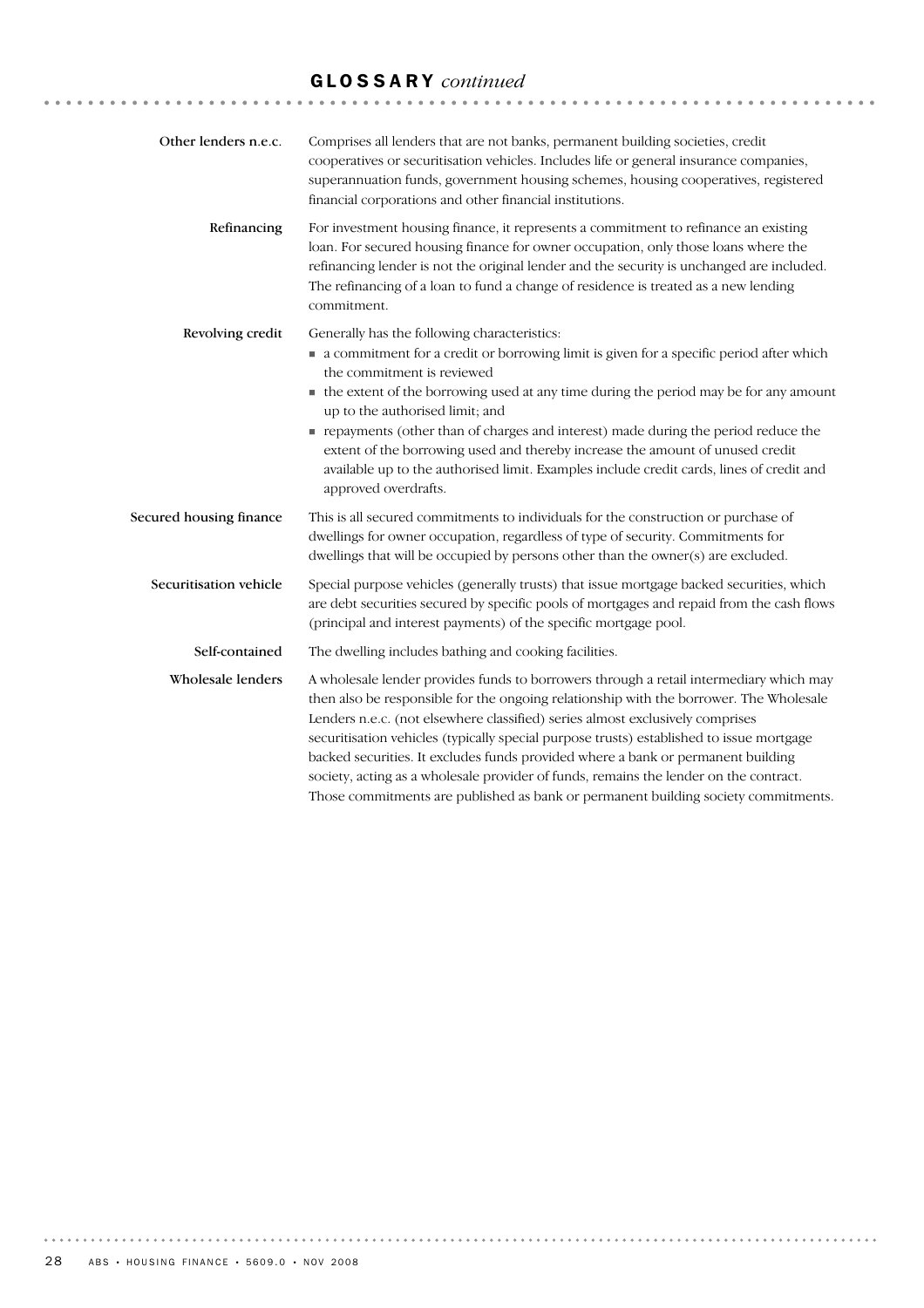## GLOSSARY *continued*

**Other lenders n.e.c.**

Comprises all lenders that are not banks, permanent building societies, credit cooperatives or securitisation vehicles. Includes life or general insurance companies, superannuation funds, government housing schemes, housing cooperatives, registered financial corporations and other financial institutions.

**Refinancing**

For investment housing finance, it represents a commitment to refinance an existing loan. For secured housing finance for owner occupation, only those loans where the refinancing lender is not the original lender and the security is unchanged are included. The refinancing of a loan to fund a change of residence is treated as a new lending commitment.

**Revolving credit**

Generally has the following characteristics:

- a commitment for a credit or borrowing limit is given for a specific period after which the commitment is reviewed
- the extent of the borrowing used at any time during the period may be for any amount up to the authorised limit; and
- repayments (other than of charges and interest) made during the period reduce the extent of the borrowing used and thereby increase the amount of unused credit available up to the authorised limit. Examples include credit cards, lines of credit and approved overdrafts.

**Secured housing finance**

This is all secured commitments to individuals for the construction or purchase of dwellings for owner occupation, regardless of type of security. Commitments for dwellings that will be occupied by persons other than the owner(s) are excluded.

**Securitisation vehicle**

Special purpose vehicles (generally trusts) that issue mortgage backed securities, which are debt securities secured by specific pools of mortgages and repaid from the cash flows (principal and interest payments) of the specific mortgage pool.

**Self-contained**

The dwelling includes bathing and cooking facilities.

**Wholesale lenders**

A wholesale lender provides funds to borrowers through a retail intermediary which may then also be responsible for the ongoing relationship with the borrower. The Wholesale Lenders n.e.c. (not elsewhere classified) series almost exclusively comprises securitisation vehicles (typically special purpose trusts) established to issue mortgage backed securities. It excludes funds provided where a bank or permanent building society, acting as a wholesale provider of funds, remains the lender on the contract. Those commitments are published as bank or permanent building society commitments.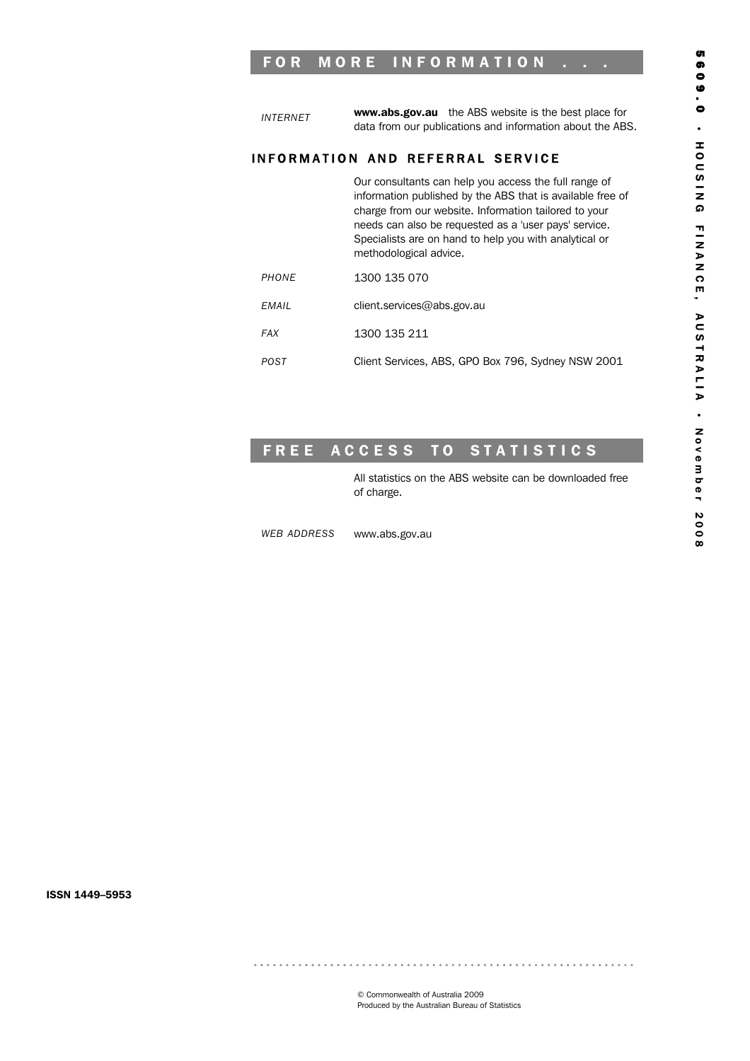## FOR MORE INFORMATION . . .

*INTERNET* **www.abs.gov.au** the ABS website is the best place for data from our publications and information about the ABS.

### INFORMATION AND REFERRAL SERVICE

Our consultants can help you access the full range of information published by the ABS that is available free of charge from our website. Information tailored to your needs can also be requested as a 'user pays' service. Specialists are on hand to help you with analytical or methodological advice.

*PHONE* 1300 135 070

*EMAIL* client.services@abs.gov.au

*FAX* 1300 135 211

*POST* Client Services, ABS, GPO Box 796, Sydney NSW 2001

## FREE ACCESS TO STATISTICS

All statistics on the ABS website can be downloaded free of charge.

*WEB ADDRESS* www.abs.gov.au

**ISSN 1449–5953**

© Commonwealth of Australia 2009
Produced by the Australian Bureau of Statistics